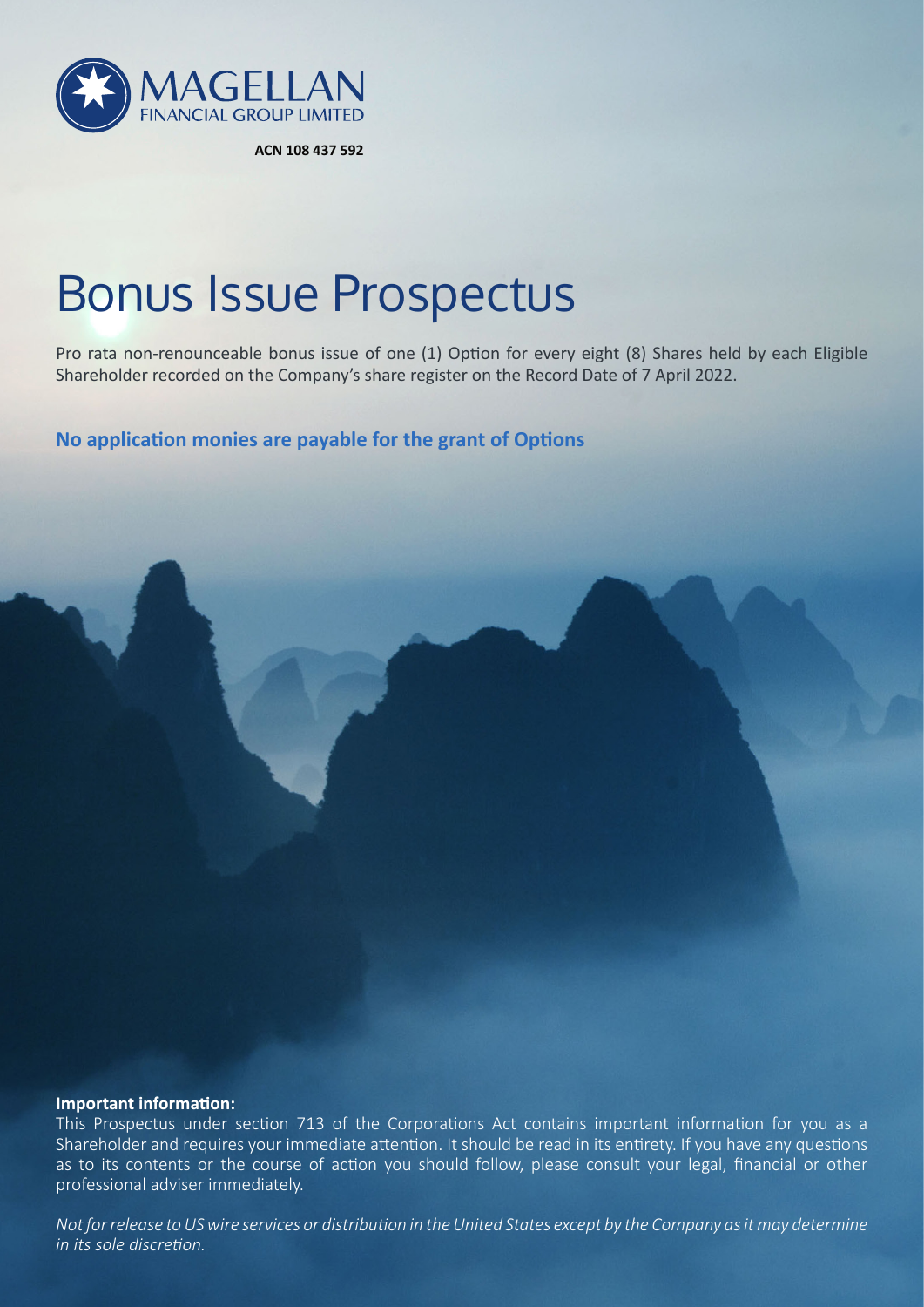MAGELLAN
FINANCIAL GROUP LIMITED

**ACN 108 437 592**

# Bonus Issue Prospectus

Pro rata non-renounceable bonus issue of one (1) Option for every eight (8) Shares held by each Eligible Shareholder recorded on the Company's share register on the Record Date of 7 April 2022.

**No application monies are payable for the grant of Options**

**Important information:**

This Prospectus under section 713 of the Corporations Act contains important information for you as a Shareholder and requires your immediate attention. It should be read in its entirety. If you have any questions as to its contents or the course of action you should follow, please consult your legal, financial or other professional adviser immediately.

*Not for release to US wire services or distribution in the United States except by the Company as it may determine in its sole discretion.*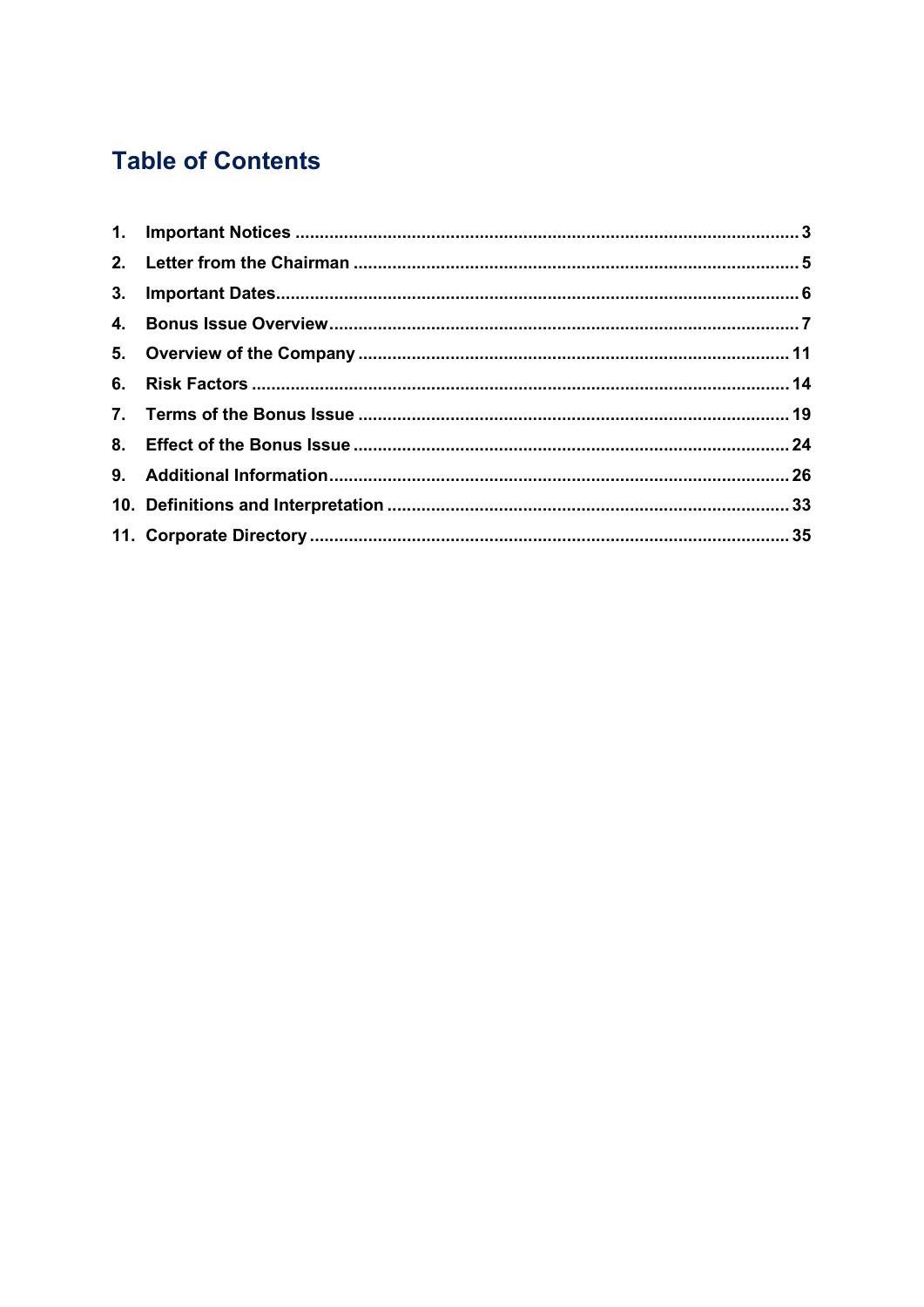# Table of Contents

| | | |
|---|---|---|
| 1. | Important Notices | 3 |
| 2. | Letter from the Chairman | 5 |
| 3. | Important Dates | 6 |
| 4. | Bonus Issue Overview | 7 |
| 5. | Overview of the Company | 11 |
| 6. | Risk Factors | 14 |
| 7. | Terms of the Bonus Issue | 19 |
| 8. | Effect of the Bonus Issue | 24 |
| 9. | Additional Information | 26 |
| 10. | Definitions and Interpretation | 33 |
| 11. | Corporate Directory | 35 |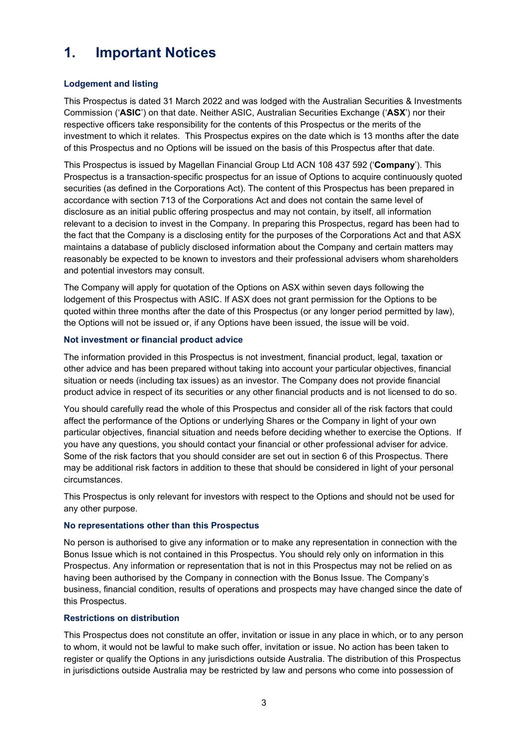# 1. Important Notices

### Lodgement and listing

This Prospectus is dated 31 March 2022 and was lodged with the Australian Securities & Investments Commission ('**ASIC**') on that date. Neither ASIC, Australian Securities Exchange ('**ASX**') nor their respective officers take responsibility for the contents of this Prospectus or the merits of the investment to which it relates. This Prospectus expires on the date which is 13 months after the date of this Prospectus and no Options will be issued on the basis of this Prospectus after that date.

This Prospectus is issued by Magellan Financial Group Ltd ACN 108 437 592 ('**Company**'). This Prospectus is a transaction-specific prospectus for an issue of Options to acquire continuously quoted securities (as defined in the Corporations Act). The content of this Prospectus has been prepared in accordance with section 713 of the Corporations Act and does not contain the same level of disclosure as an initial public offering prospectus and may not contain, by itself, all information relevant to a decision to invest in the Company. In preparing this Prospectus, regard has been had to the fact that the Company is a disclosing entity for the purposes of the Corporations Act and that ASX maintains a database of publicly disclosed information about the Company and certain matters may reasonably be expected to be known to investors and their professional advisers whom shareholders and potential investors may consult.

The Company will apply for quotation of the Options on ASX within seven days following the lodgement of this Prospectus with ASIC. If ASX does not grant permission for the Options to be quoted within three months after the date of this Prospectus (or any longer period permitted by law), the Options will not be issued or, if any Options have been issued, the issue will be void.

### Not investment or financial product advice

The information provided in this Prospectus is not investment, financial product, legal, taxation or other advice and has been prepared without taking into account your particular objectives, financial situation or needs (including tax issues) as an investor. The Company does not provide financial product advice in respect of its securities or any other financial products and is not licensed to do so.

You should carefully read the whole of this Prospectus and consider all of the risk factors that could affect the performance of the Options or underlying Shares or the Company in light of your own particular objectives, financial situation and needs before deciding whether to exercise the Options. If you have any questions, you should contact your financial or other professional adviser for advice. Some of the risk factors that you should consider are set out in section 6 of this Prospectus. There may be additional risk factors in addition to these that should be considered in light of your personal circumstances.

This Prospectus is only relevant for investors with respect to the Options and should not be used for any other purpose.

### No representations other than this Prospectus

No person is authorised to give any information or to make any representation in connection with the Bonus Issue which is not contained in this Prospectus. You should rely only on information in this Prospectus. Any information or representation that is not in this Prospectus may not be relied on as having been authorised by the Company in connection with the Bonus Issue. The Company's business, financial condition, results of operations and prospects may have changed since the date of this Prospectus.

### Restrictions on distribution

This Prospectus does not constitute an offer, invitation or issue in any place in which, or to any person to whom, it would not be lawful to make such offer, invitation or issue. No action has been taken to register or qualify the Options in any jurisdictions outside Australia. The distribution of this Prospectus in jurisdictions outside Australia may be restricted by law and persons who come into possession of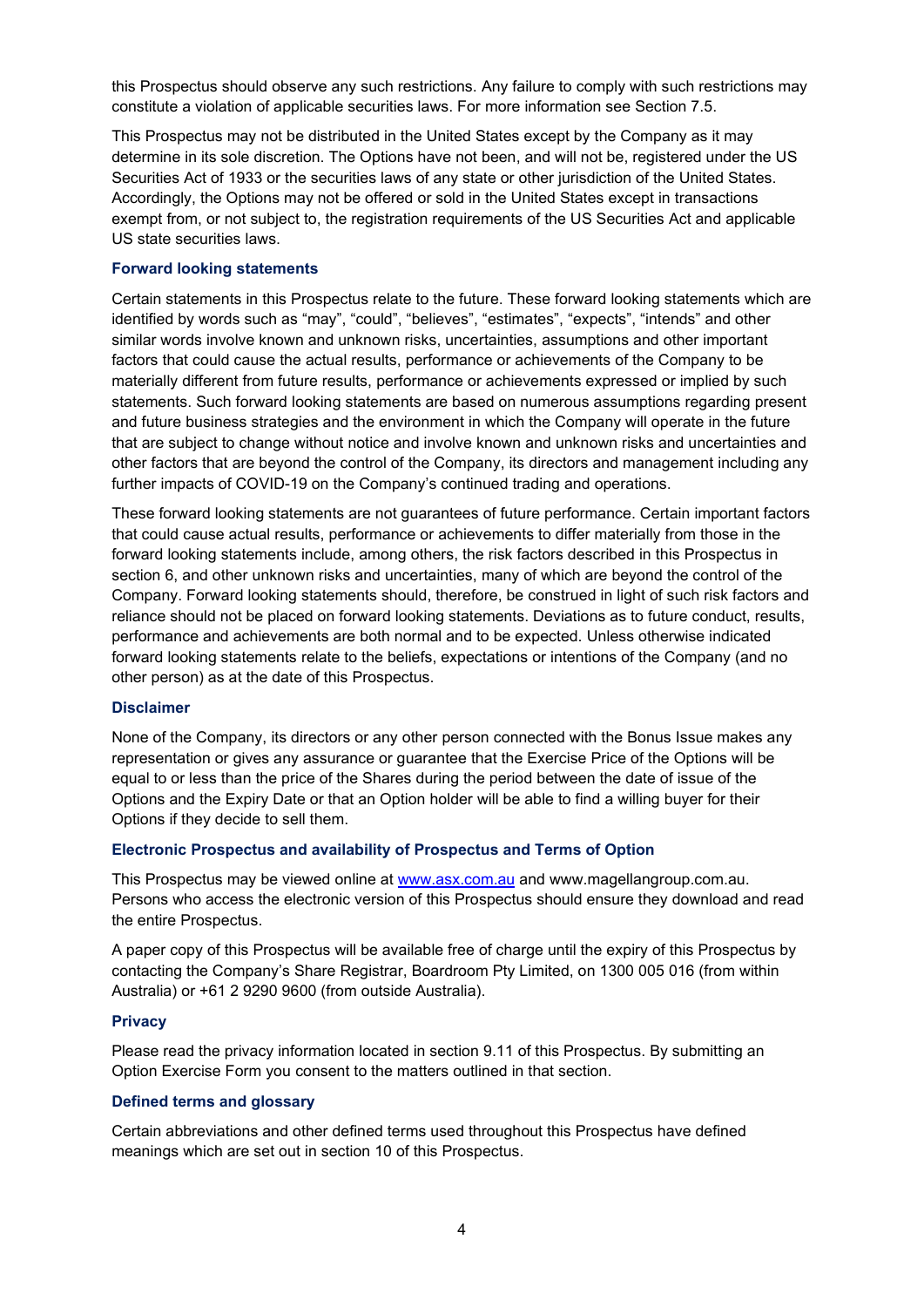this Prospectus should observe any such restrictions. Any failure to comply with such restrictions may constitute a violation of applicable securities laws. For more information see Section 7.5.

This Prospectus may not be distributed in the United States except by the Company as it may determine in its sole discretion. The Options have not been, and will not be, registered under the US Securities Act of 1933 or the securities laws of any state or other jurisdiction of the United States. Accordingly, the Options may not be offered or sold in the United States except in transactions exempt from, or not subject to, the registration requirements of the US Securities Act and applicable US state securities laws.

### Forward looking statements

Certain statements in this Prospectus relate to the future. These forward looking statements which are identified by words such as "may", "could", "believes", "estimates", "expects", "intends" and other similar words involve known and unknown risks, uncertainties, assumptions and other important factors that could cause the actual results, performance or achievements of the Company to be materially different from future results, performance or achievements expressed or implied by such statements. Such forward looking statements are based on numerous assumptions regarding present and future business strategies and the environment in which the Company will operate in the future that are subject to change without notice and involve known and unknown risks and uncertainties and other factors that are beyond the control of the Company, its directors and management including any further impacts of COVID-19 on the Company's continued trading and operations.

These forward looking statements are not guarantees of future performance. Certain important factors that could cause actual results, performance or achievements to differ materially from those in the forward looking statements include, among others, the risk factors described in this Prospectus in section 6, and other unknown risks and uncertainties, many of which are beyond the control of the Company. Forward looking statements should, therefore, be construed in light of such risk factors and reliance should not be placed on forward looking statements. Deviations as to future conduct, results, performance and achievements are both normal and to be expected. Unless otherwise indicated forward looking statements relate to the beliefs, expectations or intentions of the Company (and no other person) as at the date of this Prospectus.

### Disclaimer

None of the Company, its directors or any other person connected with the Bonus Issue makes any representation or gives any assurance or guarantee that the Exercise Price of the Options will be equal to or less than the price of the Shares during the period between the date of issue of the Options and the Expiry Date or that an Option holder will be able to find a willing buyer for their Options if they decide to sell them.

### Electronic Prospectus and availability of Prospectus and Terms of Option

This Prospectus may be viewed online at [www.asx.com.au](http://www.asx.com.au) and www.magellangroup.com.au. Persons who access the electronic version of this Prospectus should ensure they download and read the entire Prospectus.

A paper copy of this Prospectus will be available free of charge until the expiry of this Prospectus by contacting the Company's Share Registrar, Boardroom Pty Limited, on 1300 005 016 (from within Australia) or +61 2 9290 9600 (from outside Australia).

### Privacy

Please read the privacy information located in section 9.11 of this Prospectus. By submitting an Option Exercise Form you consent to the matters outlined in that section.

### Defined terms and glossary

Certain abbreviations and other defined terms used throughout this Prospectus have defined meanings which are set out in section 10 of this Prospectus.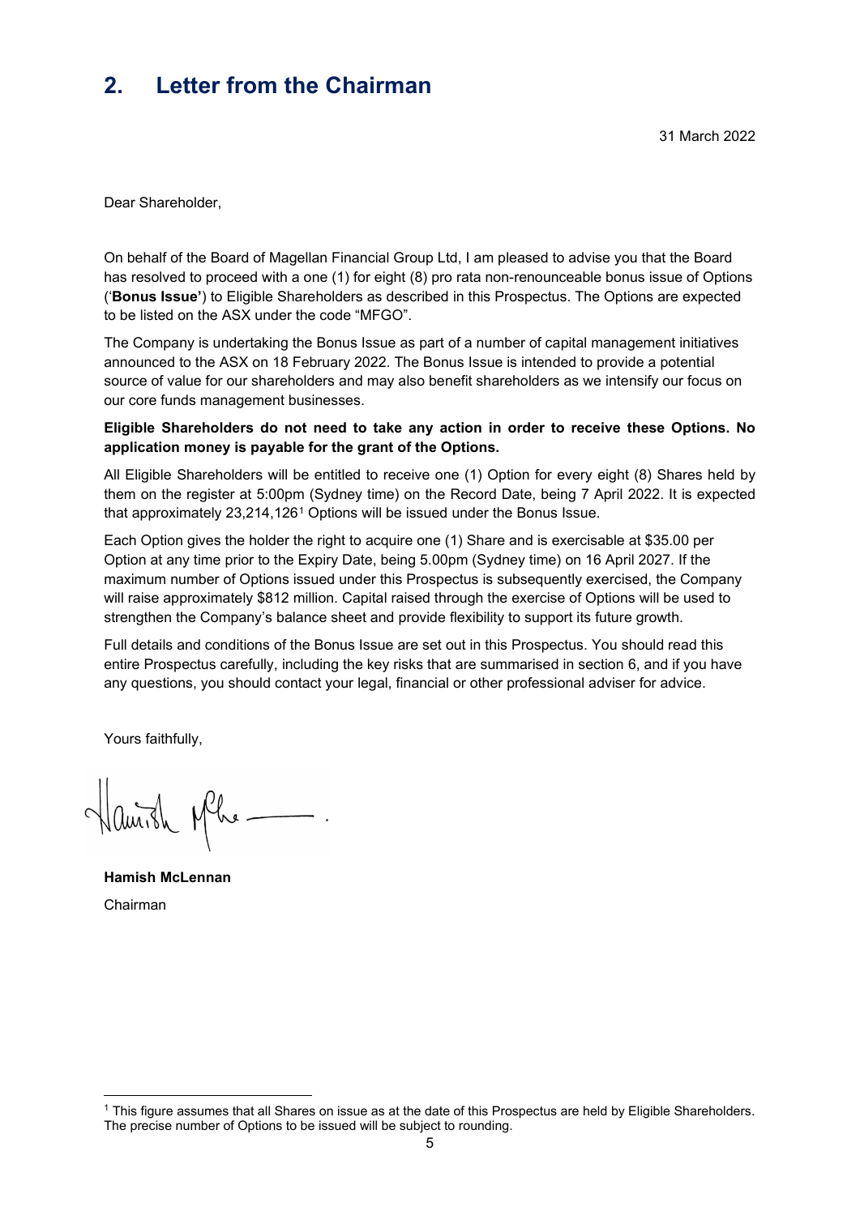# 2. Letter from the Chairman

31 March 2022

Dear Shareholder,

On behalf of the Board of Magellan Financial Group Ltd, I am pleased to advise you that the Board has resolved to proceed with a one (1) for eight (8) pro rata non-renounceable bonus issue of Options ('**Bonus Issue'**) to Eligible Shareholders as described in this Prospectus. The Options are expected to be listed on the ASX under the code "MFGO".

The Company is undertaking the Bonus Issue as part of a number of capital management initiatives announced to the ASX on 18 February 2022. The Bonus Issue is intended to provide a potential source of value for our shareholders and may also benefit shareholders as we intensify our focus on our core funds management businesses.

**Eligible Shareholders do not need to take any action in order to receive these Options. No application money is payable for the grant of the Options.**

All Eligible Shareholders will be entitled to receive one (1) Option for every eight (8) Shares held by them on the register at 5:00pm (Sydney time) on the Record Date, being 7 April 2022. It is expected that approximately 23,214,126[1] Options will be issued under the Bonus Issue.

Each Option gives the holder the right to acquire one (1) Share and is exercisable at $35.00 per Option at any time prior to the Expiry Date, being 5.00pm (Sydney time) on 16 April 2027. If the maximum number of Options issued under this Prospectus is subsequently exercised, the Company will raise approximately $812 million. Capital raised through the exercise of Options will be used to strengthen the Company's balance sheet and provide flexibility to support its future growth.

Full details and conditions of the Bonus Issue are set out in this Prospectus. You should read this entire Prospectus carefully, including the key risks that are summarised in section 6, and if you have any questions, you should contact your legal, financial or other professional adviser for advice.

Yours faithfully,

**Hamish McLennan**

Chairman

[1] This figure assumes that all Shares on issue as at the date of this Prospectus are held by Eligible Shareholders. The precise number of Options to be issued will be subject to rounding.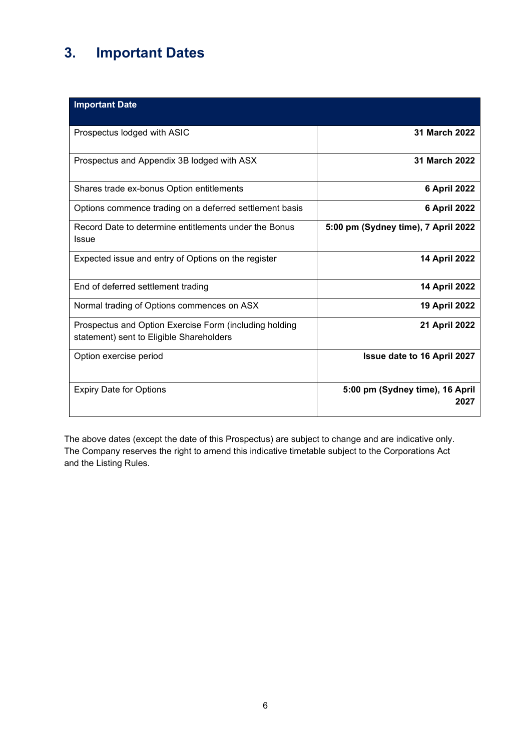# 3. Important Dates

| Important Date | |
|---|---|
| Prospectus lodged with ASIC | **31 March 2022** |
| Prospectus and Appendix 3B lodged with ASX | **31 March 2022** |
| Shares trade ex-bonus Option entitlements | **6 April 2022** |
| Options commence trading on a deferred settlement basis | **6 April 2022** |
| Record Date to determine entitlements under the Bonus Issue | **5:00 pm (Sydney time), 7 April 2022** |
| Expected issue and entry of Options on the register | **14 April 2022** |
| End of deferred settlement trading | **14 April 2022** |
| Normal trading of Options commences on ASX | **19 April 2022** |
| Prospectus and Option Exercise Form (including holding statement) sent to Eligible Shareholders | **21 April 2022** |
| Option exercise period | **Issue date to 16 April 2027** |
| Expiry Date for Options | **5:00 pm (Sydney time), 16 April 2027** |

The above dates (except the date of this Prospectus) are subject to change and are indicative only. The Company reserves the right to amend this indicative timetable subject to the Corporations Act and the Listing Rules.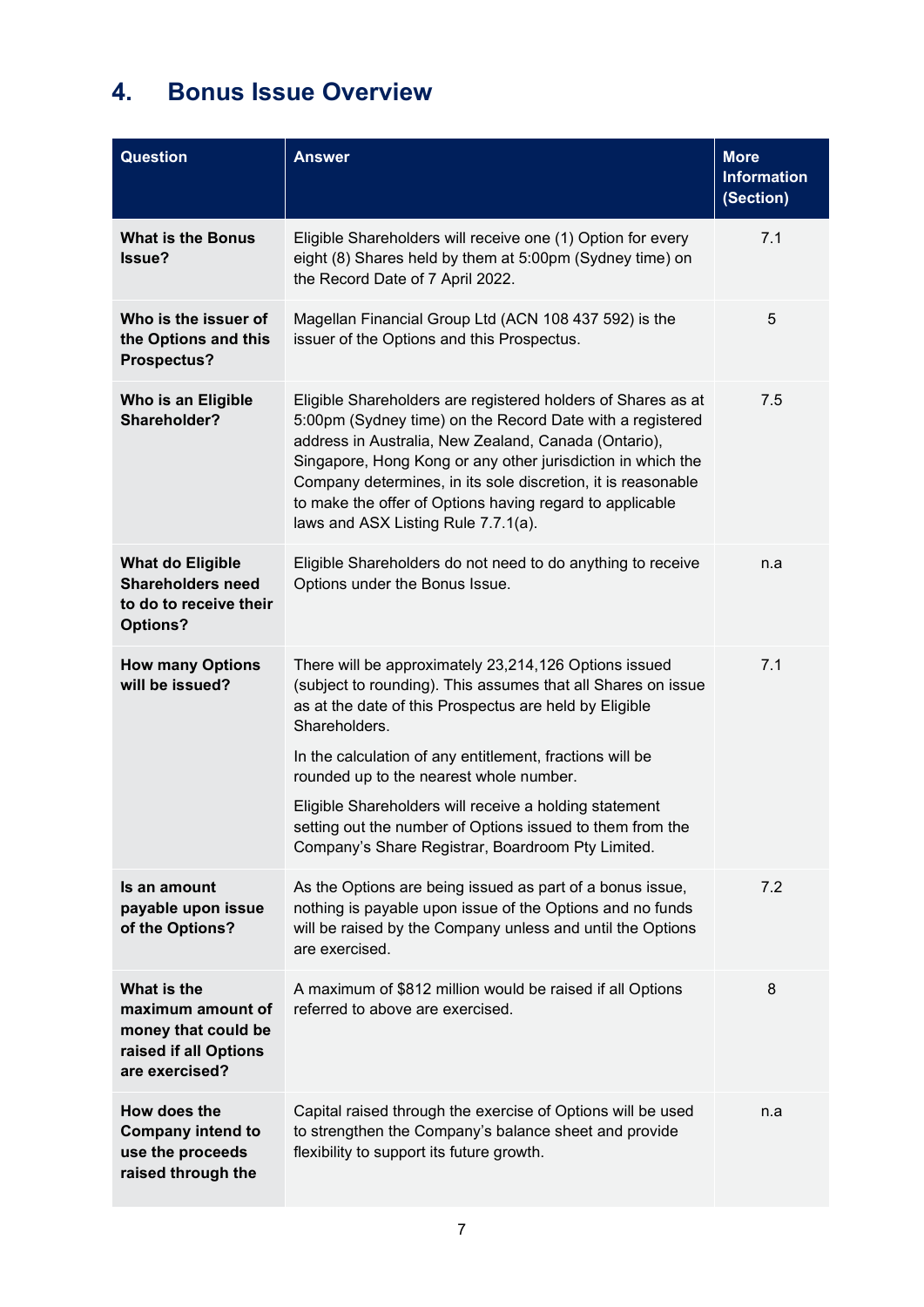# 4. Bonus Issue Overview

| Question | Answer | More Information (Section) |
|---|---|---|
| **What is the Bonus Issue?** | Eligible Shareholders will receive one (1) Option for every eight (8) Shares held by them at 5:00pm (Sydney time) on the Record Date of 7 April 2022. | 7.1 |
| **Who is the issuer of the Options and this Prospectus?** | Magellan Financial Group Ltd (ACN 108 437 592) is the issuer of the Options and this Prospectus. | 5 |
| **Who is an Eligible Shareholder?** | Eligible Shareholders are registered holders of Shares as at 5:00pm (Sydney time) on the Record Date with a registered address in Australia, New Zealand, Canada (Ontario), Singapore, Hong Kong or any other jurisdiction in which the Company determines, in its sole discretion, it is reasonable to make the offer of Options having regard to applicable laws and ASX Listing Rule 7.7.1(a). | 7.5 |
| **What do Eligible Shareholders need to do to receive their Options?** | Eligible Shareholders do not need to do anything to receive Options under the Bonus Issue. | n.a |
| **How many Options will be issued?** | There will be approximately 23,214,126 Options issued (subject to rounding). This assumes that all Shares on issue as at the date of this Prospectus are held by Eligible Shareholders.<br><br>In the calculation of any entitlement, fractions will be rounded up to the nearest whole number.<br><br>Eligible Shareholders will receive a holding statement setting out the number of Options issued to them from the Company's Share Registrar, Boardroom Pty Limited. | 7.1 |
| **Is an amount payable upon issue of the Options?** | As the Options are being issued as part of a bonus issue, nothing is payable upon issue of the Options and no funds will be raised by the Company unless and until the Options are exercised. | 7.2 |
| **What is the maximum amount of money that could be raised if all Options are exercised?** | A maximum of $812 million would be raised if all Options referred to above are exercised. | 8 |
| **How does the Company intend to use the proceeds raised through the** | Capital raised through the exercise of Options will be used to strengthen the Company's balance sheet and provide flexibility to support its future growth. | n.a |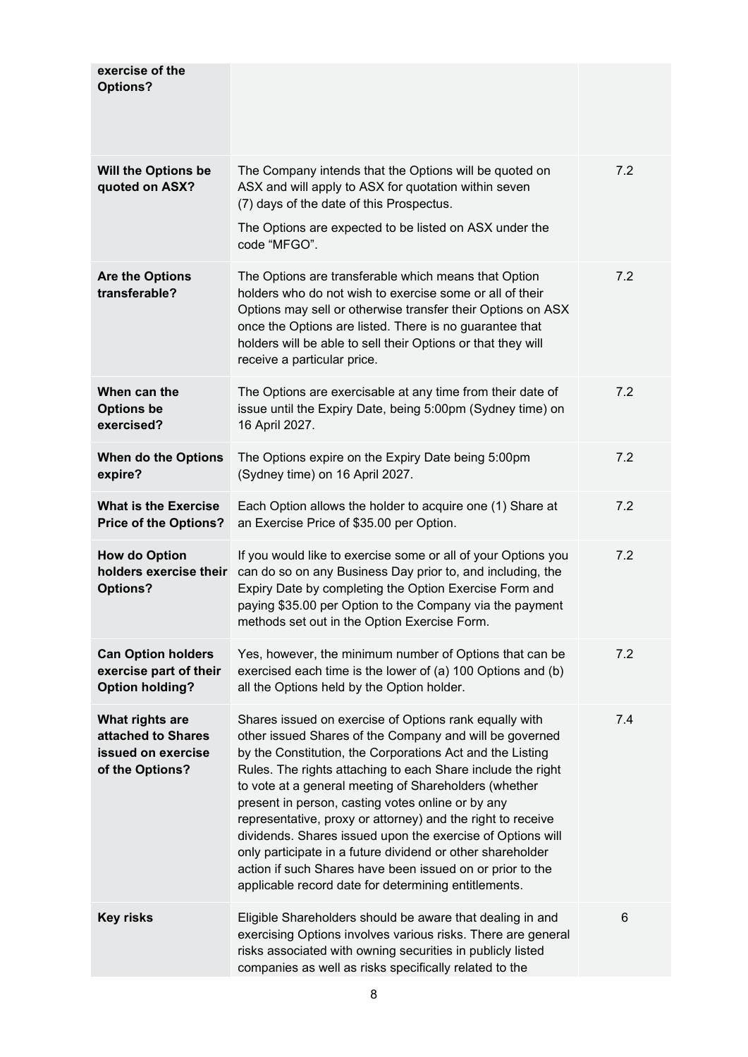| | | |
|---|---|---|
| **exercise of the Options?** | | |
| **Will the Options be quoted on ASX?** | The Company intends that the Options will be quoted on ASX and will apply to ASX for quotation within seven (7) days of the date of this Prospectus.<br><br>The Options are expected to be listed on ASX under the code "MFGO". | 7.2 |
| **Are the Options transferable?** | The Options are transferable which means that Option holders who do not wish to exercise some or all of their Options may sell or otherwise transfer their Options on ASX once the Options are listed. There is no guarantee that holders will be able to sell their Options or that they will receive a particular price. | 7.2 |
| **When can the Options be exercised?** | The Options are exercisable at any time from their date of issue until the Expiry Date, being 5:00pm (Sydney time) on 16 April 2027. | 7.2 |
| **When do the Options expire?** | The Options expire on the Expiry Date being 5:00pm (Sydney time) on 16 April 2027. | 7.2 |
| **What is the Exercise Price of the Options?** | Each Option allows the holder to acquire one (1) Share at an Exercise Price of $35.00 per Option. | 7.2 |
| **How do Option holders exercise their Options?** | If you would like to exercise some or all of your Options you can do so on any Business Day prior to, and including, the Expiry Date by completing the Option Exercise Form and paying $35.00 per Option to the Company via the payment methods set out in the Option Exercise Form. | 7.2 |
| **Can Option holders exercise part of their Option holding?** | Yes, however, the minimum number of Options that can be exercised each time is the lower of (a) 100 Options and (b) all the Options held by the Option holder. | 7.2 |
| **What rights are attached to Shares issued on exercise of the Options?** | Shares issued on exercise of Options rank equally with other issued Shares of the Company and will be governed by the Constitution, the Corporations Act and the Listing Rules. The rights attaching to each Share include the right to vote at a general meeting of Shareholders (whether present in person, casting votes online or by any representative, proxy or attorney) and the right to receive dividends. Shares issued upon the exercise of Options will only participate in a future dividend or other shareholder action if such Shares have been issued on or prior to the applicable record date for determining entitlements. | 7.4 |
| **Key risks** | Eligible Shareholders should be aware that dealing in and exercising Options involves various risks. There are general risks associated with owning securities in publicly listed companies as well as risks specifically related to the | 6 |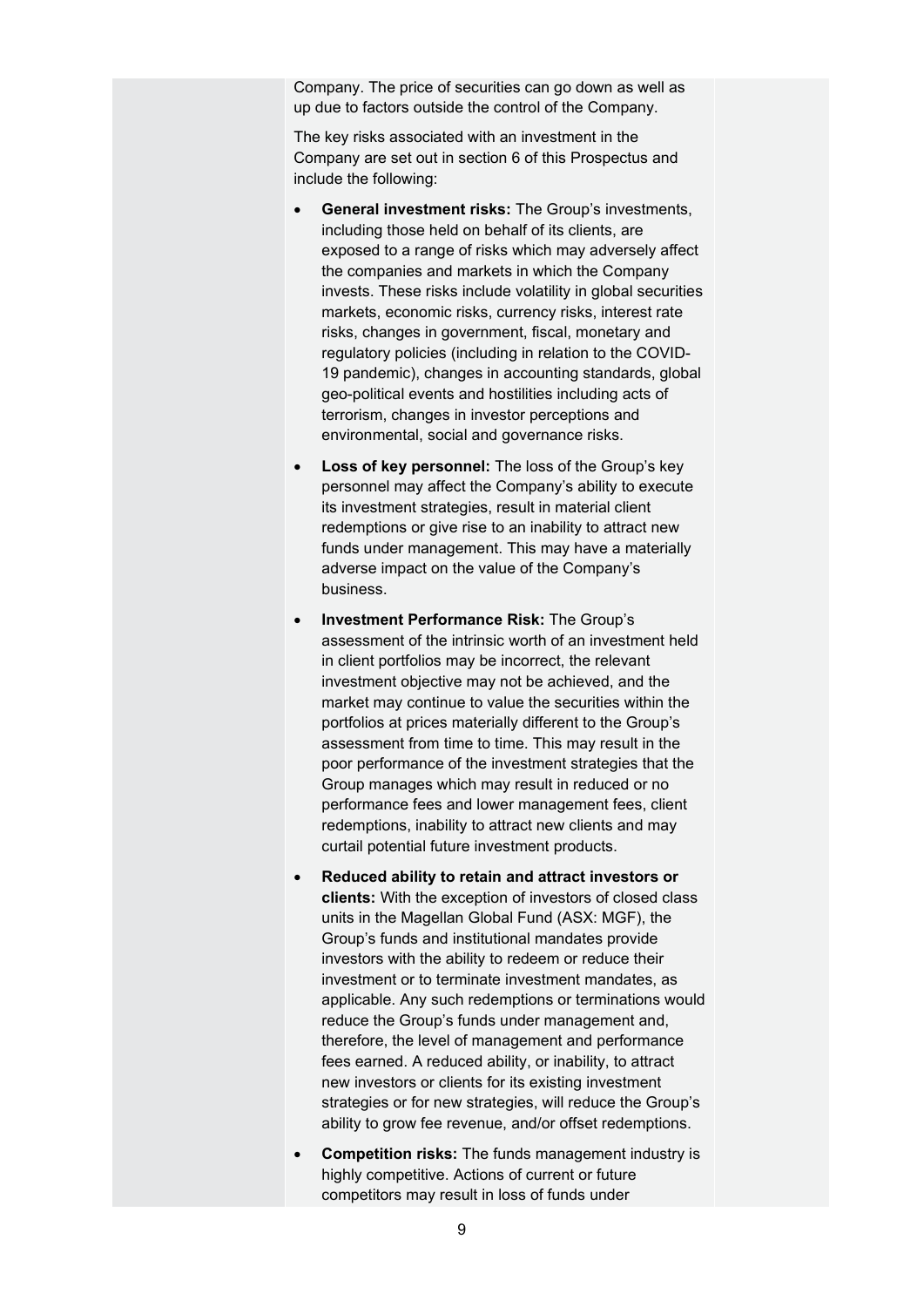Company. The price of securities can go down as well as up due to factors outside the control of the Company.

The key risks associated with an investment in the Company are set out in section 6 of this Prospectus and include the following:

- **General investment risks:** The Group's investments, including those held on behalf of its clients, are exposed to a range of risks which may adversely affect the companies and markets in which the Company invests. These risks include volatility in global securities markets, economic risks, currency risks, interest rate risks, changes in government, fiscal, monetary and regulatory policies (including in relation to the COVID-19 pandemic), changes in accounting standards, global geo-political events and hostilities including acts of terrorism, changes in investor perceptions and environmental, social and governance risks.
- **Loss of key personnel:** The loss of the Group's key personnel may affect the Company's ability to execute its investment strategies, result in material client redemptions or give rise to an inability to attract new funds under management. This may have a materially adverse impact on the value of the Company's business.
- **Investment Performance Risk:** The Group's assessment of the intrinsic worth of an investment held in client portfolios may be incorrect, the relevant investment objective may not be achieved, and the market may continue to value the securities within the portfolios at prices materially different to the Group's assessment from time to time. This may result in the poor performance of the investment strategies that the Group manages which may result in reduced or no performance fees and lower management fees, client redemptions, inability to attract new clients and may curtail potential future investment products.
- **Reduced ability to retain and attract investors or clients:** With the exception of investors of closed class units in the Magellan Global Fund (ASX: MGF), the Group's funds and institutional mandates provide investors with the ability to redeem or reduce their investment or to terminate investment mandates, as applicable. Any such redemptions or terminations would reduce the Group's funds under management and, therefore, the level of management and performance fees earned. A reduced ability, or inability, to attract new investors or clients for its existing investment strategies or for new strategies, will reduce the Group's ability to grow fee revenue, and/or offset redemptions.
- **Competition risks:** The funds management industry is highly competitive. Actions of current or future competitors may result in loss of funds under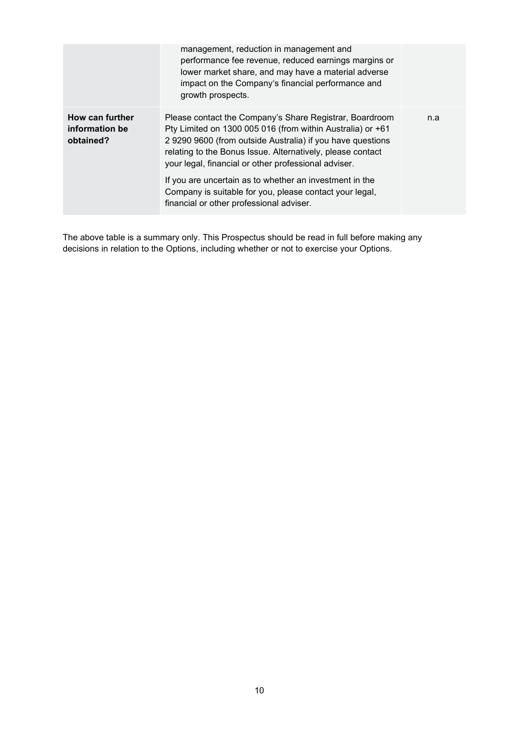| | | |
|---|---|---|
| | management, reduction in management and performance fee revenue, reduced earnings margins or lower market share, and may have a material adverse impact on the Company's financial performance and growth prospects. | |
| **How can further information be obtained?** | Please contact the Company's Share Registrar, Boardroom Pty Limited on 1300 005 016 (from within Australia) or +61 2 9290 9600 (from outside Australia) if you have questions relating to the Bonus Issue. Alternatively, please contact your legal, financial or other professional adviser.<br><br>If you are uncertain as to whether an investment in the Company is suitable for you, please contact your legal, financial or other professional adviser. | n.a |

The above table is a summary only. This Prospectus should be read in full before making any decisions in relation to the Options, including whether or not to exercise your Options.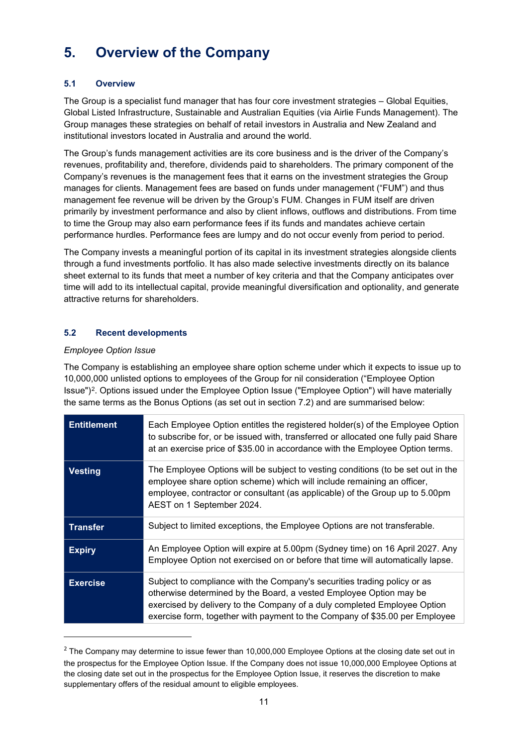# 5. Overview of the Company

## 5.1 Overview

The Group is a specialist fund manager that has four core investment strategies – Global Equities, Global Listed Infrastructure, Sustainable and Australian Equities (via Airlie Funds Management). The Group manages these strategies on behalf of retail investors in Australia and New Zealand and institutional investors located in Australia and around the world.

The Group's funds management activities are its core business and is the driver of the Company's revenues, profitability and, therefore, dividends paid to shareholders. The primary component of the Company's revenues is the management fees that it earns on the investment strategies the Group manages for clients. Management fees are based on funds under management ("FUM") and thus management fee revenue will be driven by the Group's FUM. Changes in FUM itself are driven primarily by investment performance and also by client inflows, outflows and distributions. From time to time the Group may also earn performance fees if its funds and mandates achieve certain performance hurdles. Performance fees are lumpy and do not occur evenly from period to period.

The Company invests a meaningful portion of its capital in its investment strategies alongside clients through a fund investments portfolio. It has also made selective investments directly on its balance sheet external to its funds that meet a number of key criteria and that the Company anticipates over time will add to its intellectual capital, provide meaningful diversification and optionality, and generate attractive returns for shareholders.

## 5.2 Recent developments

*Employee Option Issue*

The Company is establishing an employee share option scheme under which it expects to issue up to 10,000,000 unlisted options to employees of the Group for nil consideration ("Employee Option Issue")[2]. Options issued under the Employee Option Issue ("Employee Option") will have materially the same terms as the Bonus Options (as set out in section 7.2) and are summarised below:

| | |
|---|---|
| **Entitlement** | Each Employee Option entitles the registered holder(s) of the Employee Option to subscribe for, or be issued with, transferred or allocated one fully paid Share at an exercise price of $35.00 in accordance with the Employee Option terms. |
| **Vesting** | The Employee Options will be subject to vesting conditions (to be set out in the employee share option scheme) which will include remaining an officer, employee, contractor or consultant (as applicable) of the Group up to 5.00pm AEST on 1 September 2024. |
| **Transfer** | Subject to limited exceptions, the Employee Options are not transferable. |
| **Expiry** | An Employee Option will expire at 5.00pm (Sydney time) on 16 April 2027. Any Employee Option not exercised on or before that time will automatically lapse. |
| **Exercise** | Subject to compliance with the Company's securities trading policy or as otherwise determined by the Board, a vested Employee Option may be exercised by delivery to the Company of a duly completed Employee Option exercise form, together with payment to the Company of $35.00 per Employee |

[2] The Company may determine to issue fewer than 10,000,000 Employee Options at the closing date set out in the prospectus for the Employee Option Issue. If the Company does not issue 10,000,000 Employee Options at the closing date set out in the prospectus for the Employee Option Issue, it reserves the discretion to make supplementary offers of the residual amount to eligible employees.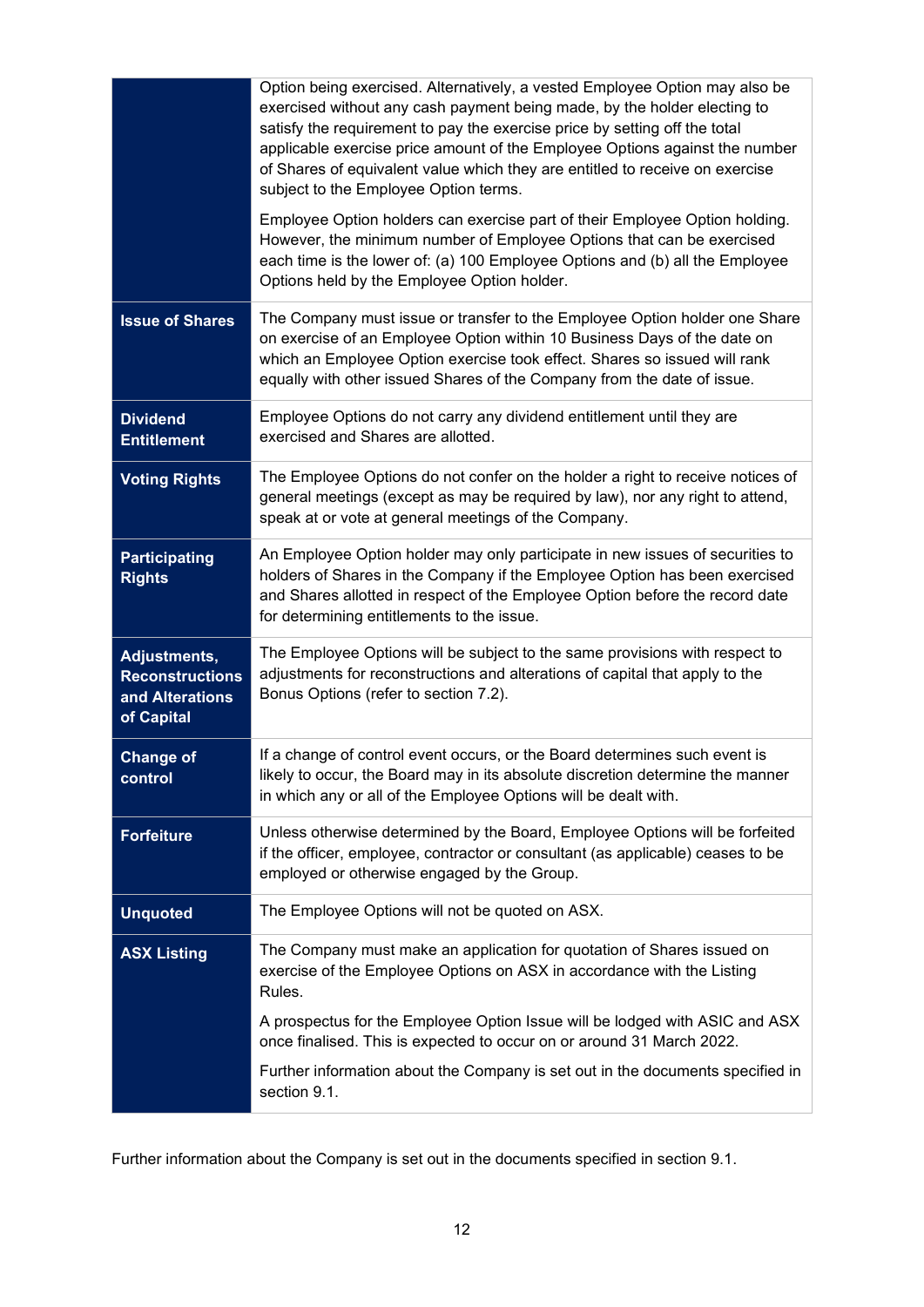| | |
|---|---|
| | Option being exercised. Alternatively, a vested Employee Option may also be exercised without any cash payment being made, by the holder electing to satisfy the requirement to pay the exercise price by setting off the total applicable exercise price amount of the Employee Options against the number of Shares of equivalent value which they are entitled to receive on exercise subject to the Employee Option terms.<br><br>Employee Option holders can exercise part of their Employee Option holding. However, the minimum number of Employee Options that can be exercised each time is the lower of: (a) 100 Employee Options and (b) all the Employee Options held by the Employee Option holder. |
| **Issue of Shares** | The Company must issue or transfer to the Employee Option holder one Share on exercise of an Employee Option within 10 Business Days of the date on which an Employee Option exercise took effect. Shares so issued will rank equally with other issued Shares of the Company from the date of issue. |
| **Dividend Entitlement** | Employee Options do not carry any dividend entitlement until they are exercised and Shares are allotted. |
| **Voting Rights** | The Employee Options do not confer on the holder a right to receive notices of general meetings (except as may be required by law), nor any right to attend, speak at or vote at general meetings of the Company. |
| **Participating Rights** | An Employee Option holder may only participate in new issues of securities to holders of Shares in the Company if the Employee Option has been exercised and Shares allotted in respect of the Employee Option before the record date for determining entitlements to the issue. |
| **Adjustments, Reconstructions and Alterations of Capital** | The Employee Options will be subject to the same provisions with respect to adjustments for reconstructions and alterations of capital that apply to the Bonus Options (refer to section 7.2). |
| **Change of control** | If a change of control event occurs, or the Board determines such event is likely to occur, the Board may in its absolute discretion determine the manner in which any or all of the Employee Options will be dealt with. |
| **Forfeiture** | Unless otherwise determined by the Board, Employee Options will be forfeited if the officer, employee, contractor or consultant (as applicable) ceases to be employed or otherwise engaged by the Group. |
| **Unquoted** | The Employee Options will not be quoted on ASX. |
| **ASX Listing** | The Company must make an application for quotation of Shares issued on exercise of the Employee Options on ASX in accordance with the Listing Rules.<br><br>A prospectus for the Employee Option Issue will be lodged with ASIC and ASX once finalised. This is expected to occur on or around 31 March 2022.<br><br>Further information about the Company is set out in the documents specified in section 9.1. |

Further information about the Company is set out in the documents specified in section 9.1.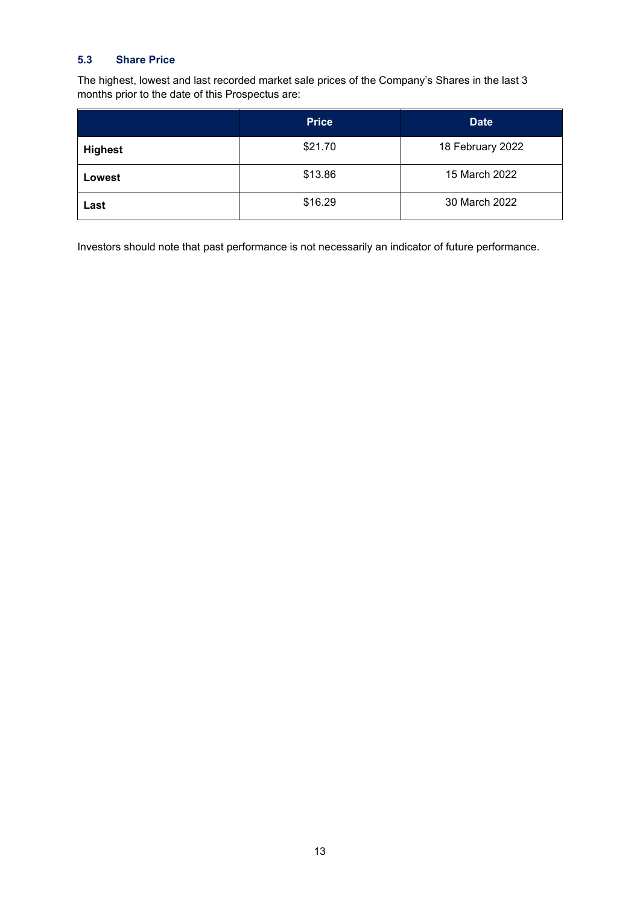### 5.3 Share Price

The highest, lowest and last recorded market sale prices of the Company's Shares in the last 3 months prior to the date of this Prospectus are:

| | Price | Date |
|---|---|---|
| **Highest** | $21.70 | 18 February 2022 |
| **Lowest** | $13.86 | 15 March 2022 |
| **Last** | $16.29 | 30 March 2022 |

Investors should note that past performance is not necessarily an indicator of future performance.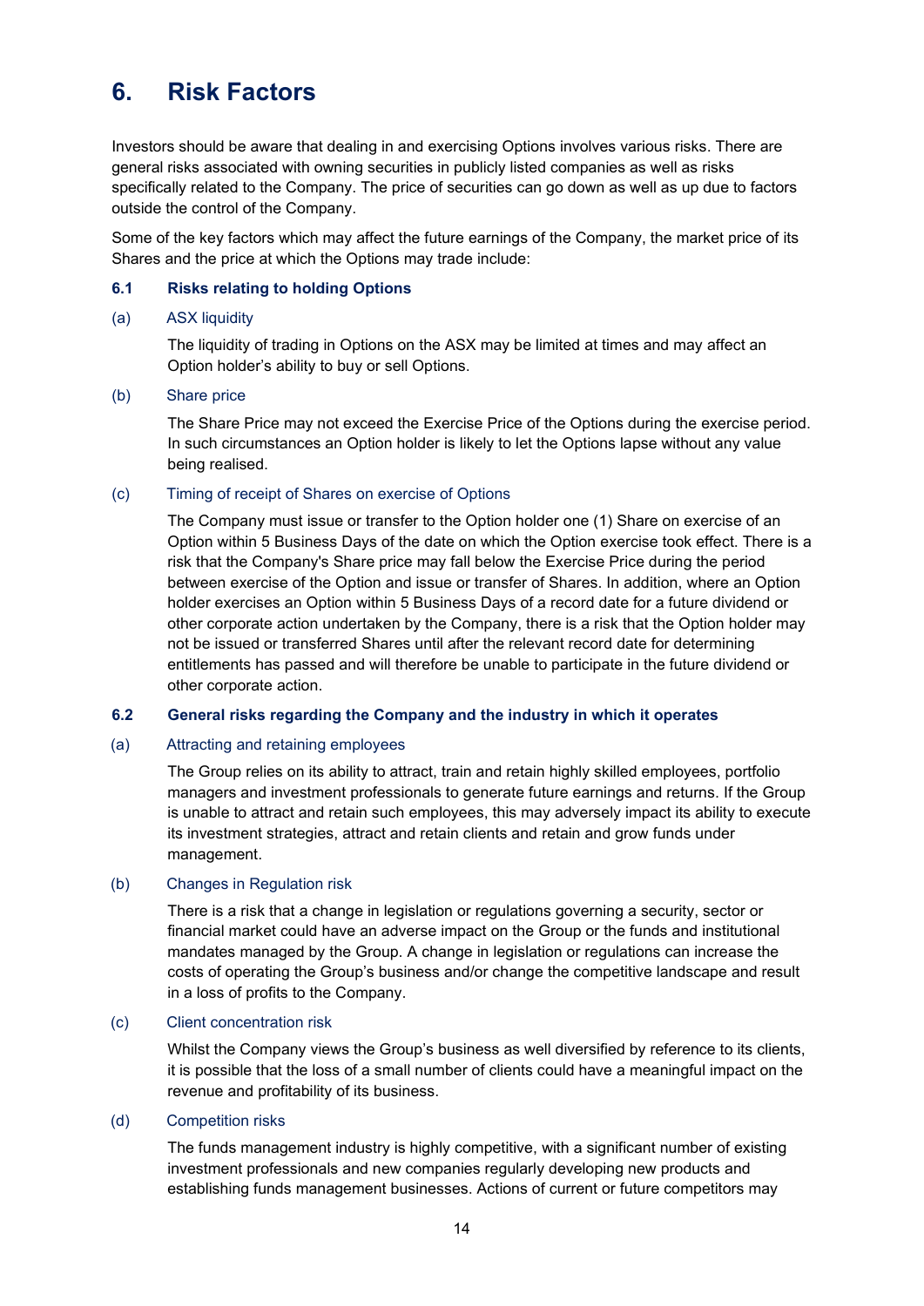# 6. Risk Factors

Investors should be aware that dealing in and exercising Options involves various risks. There are general risks associated with owning securities in publicly listed companies as well as risks specifically related to the Company. The price of securities can go down as well as up due to factors outside the control of the Company.

Some of the key factors which may affect the future earnings of the Company, the market price of its Shares and the price at which the Options may trade include:

## 6.1 Risks relating to holding Options

### (a) ASX liquidity

The liquidity of trading in Options on the ASX may be limited at times and may affect an Option holder's ability to buy or sell Options.

### (b) Share price

The Share Price may not exceed the Exercise Price of the Options during the exercise period. In such circumstances an Option holder is likely to let the Options lapse without any value being realised.

### (c) Timing of receipt of Shares on exercise of Options

The Company must issue or transfer to the Option holder one (1) Share on exercise of an Option within 5 Business Days of the date on which the Option exercise took effect. There is a risk that the Company's Share price may fall below the Exercise Price during the period between exercise of the Option and issue or transfer of Shares. In addition, where an Option holder exercises an Option within 5 Business Days of a record date for a future dividend or other corporate action undertaken by the Company, there is a risk that the Option holder may not be issued or transferred Shares until after the relevant record date for determining entitlements has passed and will therefore be unable to participate in the future dividend or other corporate action.

## 6.2 General risks regarding the Company and the industry in which it operates

### (a) Attracting and retaining employees

The Group relies on its ability to attract, train and retain highly skilled employees, portfolio managers and investment professionals to generate future earnings and returns. If the Group is unable to attract and retain such employees, this may adversely impact its ability to execute its investment strategies, attract and retain clients and retain and grow funds under management.

### (b) Changes in Regulation risk

There is a risk that a change in legislation or regulations governing a security, sector or financial market could have an adverse impact on the Group or the funds and institutional mandates managed by the Group. A change in legislation or regulations can increase the costs of operating the Group's business and/or change the competitive landscape and result in a loss of profits to the Company.

### (c) Client concentration risk

Whilst the Company views the Group's business as well diversified by reference to its clients, it is possible that the loss of a small number of clients could have a meaningful impact on the revenue and profitability of its business.

### (d) Competition risks

The funds management industry is highly competitive, with a significant number of existing investment professionals and new companies regularly developing new products and establishing funds management businesses. Actions of current or future competitors may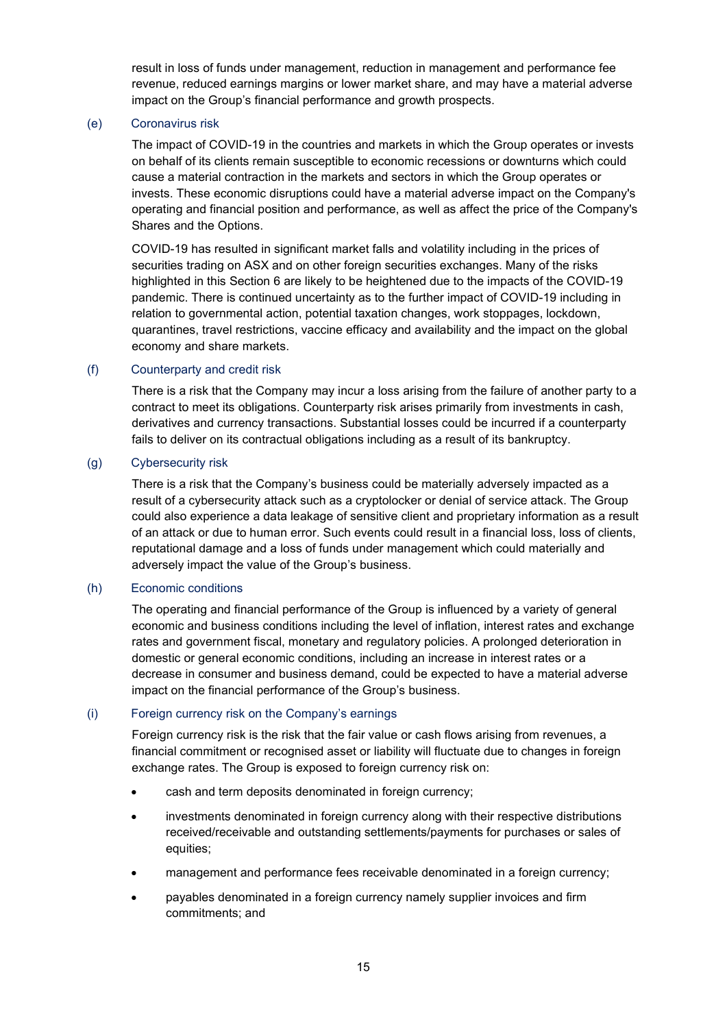result in loss of funds under management, reduction in management and performance fee revenue, reduced earnings margins or lower market share, and may have a material adverse impact on the Group's financial performance and growth prospects.

### (e) Coronavirus risk

The impact of COVID-19 in the countries and markets in which the Group operates or invests on behalf of its clients remain susceptible to economic recessions or downturns which could cause a material contraction in the markets and sectors in which the Group operates or invests. These economic disruptions could have a material adverse impact on the Company's operating and financial position and performance, as well as affect the price of the Company's Shares and the Options.

COVID-19 has resulted in significant market falls and volatility including in the prices of securities trading on ASX and on other foreign securities exchanges. Many of the risks highlighted in this Section 6 are likely to be heightened due to the impacts of the COVID-19 pandemic. There is continued uncertainty as to the further impact of COVID-19 including in relation to governmental action, potential taxation changes, work stoppages, lockdown, quarantines, travel restrictions, vaccine efficacy and availability and the impact on the global economy and share markets.

### (f) Counterparty and credit risk

There is a risk that the Company may incur a loss arising from the failure of another party to a contract to meet its obligations. Counterparty risk arises primarily from investments in cash, derivatives and currency transactions. Substantial losses could be incurred if a counterparty fails to deliver on its contractual obligations including as a result of its bankruptcy.

### (g) Cybersecurity risk

There is a risk that the Company's business could be materially adversely impacted as a result of a cybersecurity attack such as a cryptolocker or denial of service attack. The Group could also experience a data leakage of sensitive client and proprietary information as a result of an attack or due to human error. Such events could result in a financial loss, loss of clients, reputational damage and a loss of funds under management which could materially and adversely impact the value of the Group's business.

### (h) Economic conditions

The operating and financial performance of the Group is influenced by a variety of general economic and business conditions including the level of inflation, interest rates and exchange rates and government fiscal, monetary and regulatory policies. A prolonged deterioration in domestic or general economic conditions, including an increase in interest rates or a decrease in consumer and business demand, could be expected to have a material adverse impact on the financial performance of the Group's business.

### (i) Foreign currency risk on the Company's earnings

Foreign currency risk is the risk that the fair value or cash flows arising from revenues, a financial commitment or recognised asset or liability will fluctuate due to changes in foreign exchange rates. The Group is exposed to foreign currency risk on:

- cash and term deposits denominated in foreign currency;
- investments denominated in foreign currency along with their respective distributions received/receivable and outstanding settlements/payments for purchases or sales of equities;
- management and performance fees receivable denominated in a foreign currency;
- payables denominated in a foreign currency namely supplier invoices and firm commitments; and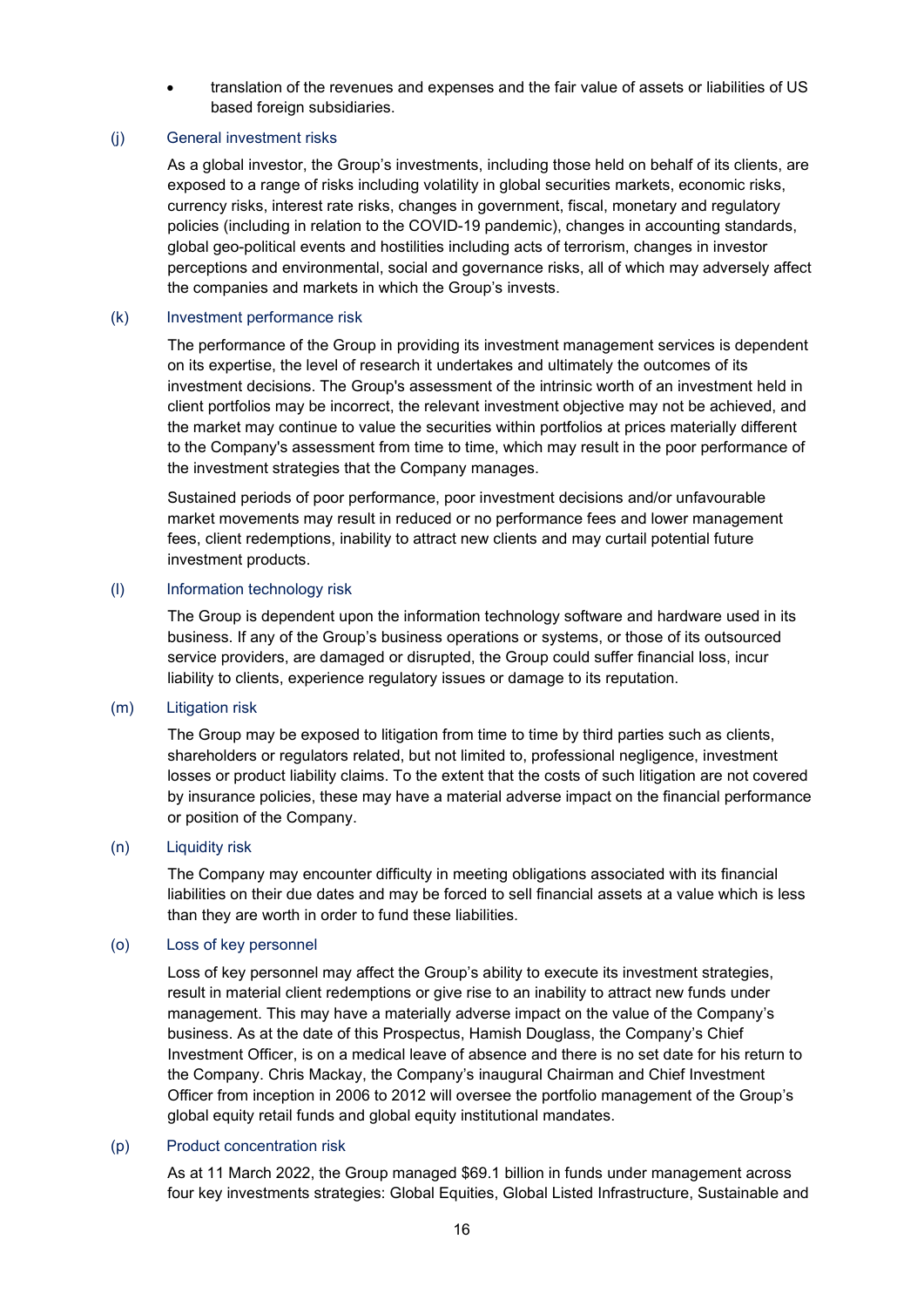- translation of the revenues and expenses and the fair value of assets or liabilities of US based foreign subsidiaries.

### (j) General investment risks

As a global investor, the Group's investments, including those held on behalf of its clients, are exposed to a range of risks including volatility in global securities markets, economic risks, currency risks, interest rate risks, changes in government, fiscal, monetary and regulatory policies (including in relation to the COVID-19 pandemic), changes in accounting standards, global geo-political events and hostilities including acts of terrorism, changes in investor perceptions and environmental, social and governance risks, all of which may adversely affect the companies and markets in which the Group's invests.

### (k) Investment performance risk

The performance of the Group in providing its investment management services is dependent on its expertise, the level of research it undertakes and ultimately the outcomes of its investment decisions. The Group's assessment of the intrinsic worth of an investment held in client portfolios may be incorrect, the relevant investment objective may not be achieved, and the market may continue to value the securities within portfolios at prices materially different to the Company's assessment from time to time, which may result in the poor performance of the investment strategies that the Company manages.

Sustained periods of poor performance, poor investment decisions and/or unfavourable market movements may result in reduced or no performance fees and lower management fees, client redemptions, inability to attract new clients and may curtail potential future investment products.

### (l) Information technology risk

The Group is dependent upon the information technology software and hardware used in its business. If any of the Group's business operations or systems, or those of its outsourced service providers, are damaged or disrupted, the Group could suffer financial loss, incur liability to clients, experience regulatory issues or damage to its reputation.

### (m) Litigation risk

The Group may be exposed to litigation from time to time by third parties such as clients, shareholders or regulators related, but not limited to, professional negligence, investment losses or product liability claims. To the extent that the costs of such litigation are not covered by insurance policies, these may have a material adverse impact on the financial performance or position of the Company.

### (n) Liquidity risk

The Company may encounter difficulty in meeting obligations associated with its financial liabilities on their due dates and may be forced to sell financial assets at a value which is less than they are worth in order to fund these liabilities.

### (o) Loss of key personnel

Loss of key personnel may affect the Group's ability to execute its investment strategies, result in material client redemptions or give rise to an inability to attract new funds under management. This may have a materially adverse impact on the value of the Company's business. As at the date of this Prospectus, Hamish Douglass, the Company's Chief Investment Officer, is on a medical leave of absence and there is no set date for his return to the Company. Chris Mackay, the Company's inaugural Chairman and Chief Investment Officer from inception in 2006 to 2012 will oversee the portfolio management of the Group's global equity retail funds and global equity institutional mandates.

### (p) Product concentration risk

As at 11 March 2022, the Group managed $69.1 billion in funds under management across four key investments strategies: Global Equities, Global Listed Infrastructure, Sustainable and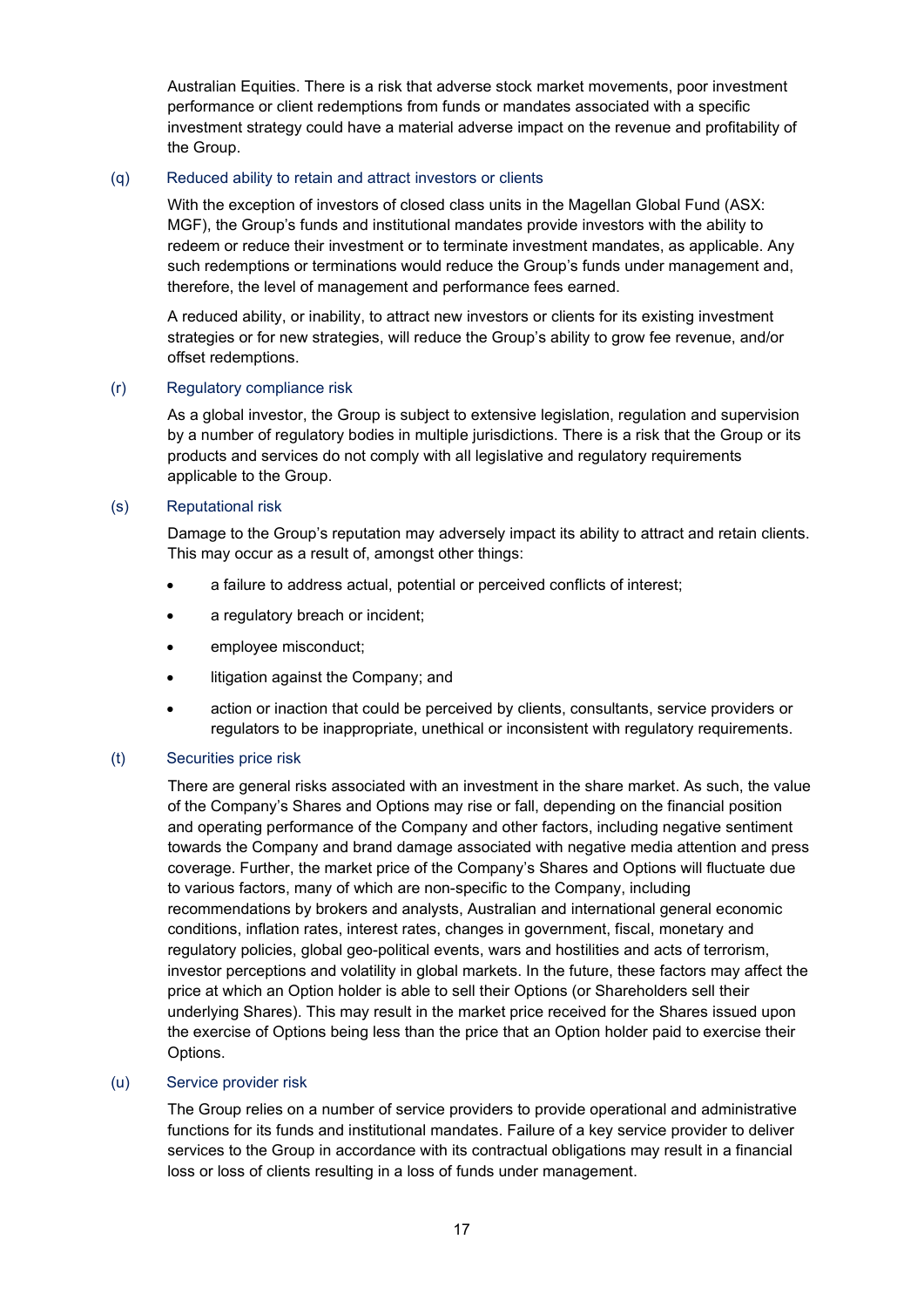Australian Equities. There is a risk that adverse stock market movements, poor investment performance or client redemptions from funds or mandates associated with a specific investment strategy could have a material adverse impact on the revenue and profitability of the Group.

### (q) Reduced ability to retain and attract investors or clients

With the exception of investors of closed class units in the Magellan Global Fund (ASX: MGF), the Group's funds and institutional mandates provide investors with the ability to redeem or reduce their investment or to terminate investment mandates, as applicable. Any such redemptions or terminations would reduce the Group's funds under management and, therefore, the level of management and performance fees earned.

A reduced ability, or inability, to attract new investors or clients for its existing investment strategies or for new strategies, will reduce the Group's ability to grow fee revenue, and/or offset redemptions.

### (r) Regulatory compliance risk

As a global investor, the Group is subject to extensive legislation, regulation and supervision by a number of regulatory bodies in multiple jurisdictions. There is a risk that the Group or its products and services do not comply with all legislative and regulatory requirements applicable to the Group.

### (s) Reputational risk

Damage to the Group's reputation may adversely impact its ability to attract and retain clients. This may occur as a result of, amongst other things:

- a failure to address actual, potential or perceived conflicts of interest;
- a regulatory breach or incident;
- employee misconduct;
- litigation against the Company; and
- action or inaction that could be perceived by clients, consultants, service providers or regulators to be inappropriate, unethical or inconsistent with regulatory requirements.

### (t) Securities price risk

There are general risks associated with an investment in the share market. As such, the value of the Company's Shares and Options may rise or fall, depending on the financial position and operating performance of the Company and other factors, including negative sentiment towards the Company and brand damage associated with negative media attention and press coverage. Further, the market price of the Company's Shares and Options will fluctuate due to various factors, many of which are non-specific to the Company, including recommendations by brokers and analysts, Australian and international general economic conditions, inflation rates, interest rates, changes in government, fiscal, monetary and regulatory policies, global geo-political events, wars and hostilities and acts of terrorism, investor perceptions and volatility in global markets. In the future, these factors may affect the price at which an Option holder is able to sell their Options (or Shareholders sell their underlying Shares). This may result in the market price received for the Shares issued upon the exercise of Options being less than the price that an Option holder paid to exercise their Options.

### (u) Service provider risk

The Group relies on a number of service providers to provide operational and administrative functions for its funds and institutional mandates. Failure of a key service provider to deliver services to the Group in accordance with its contractual obligations may result in a financial loss or loss of clients resulting in a loss of funds under management.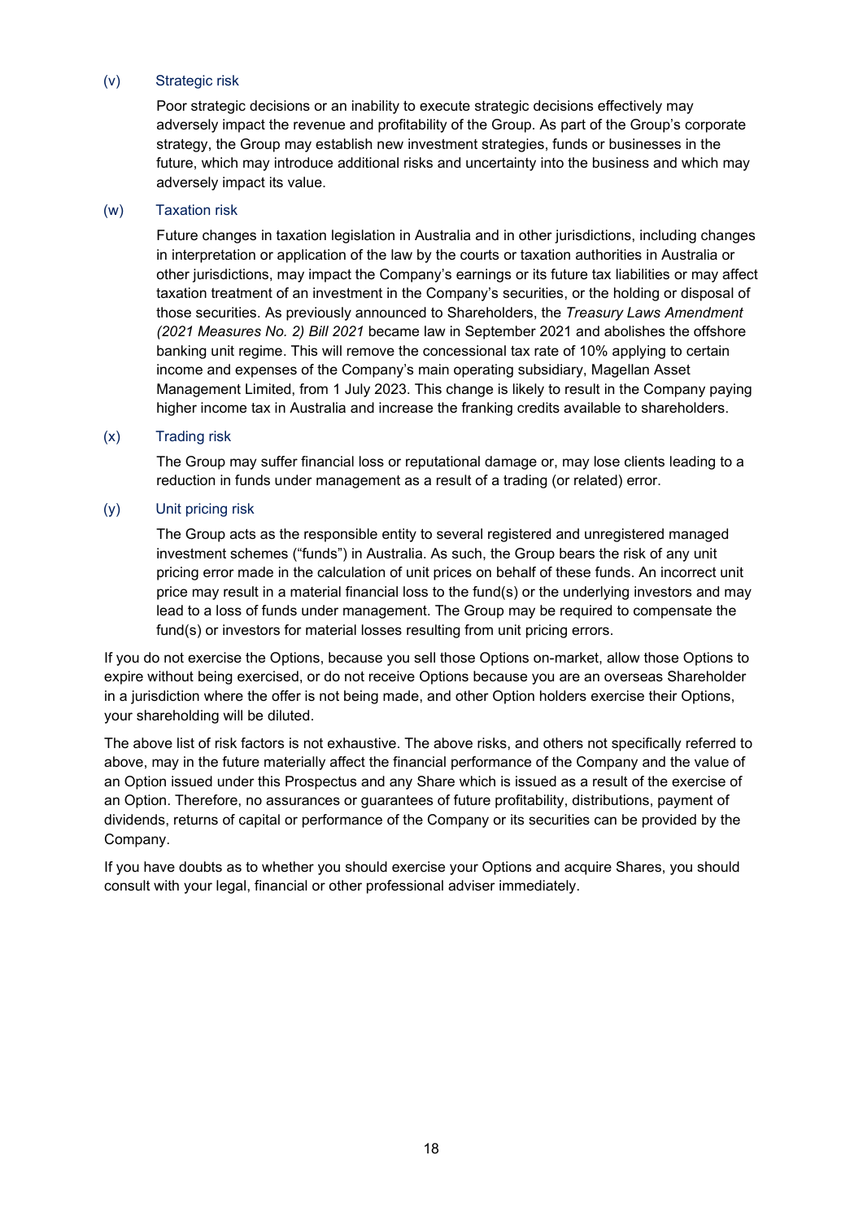### (v) Strategic risk

Poor strategic decisions or an inability to execute strategic decisions effectively may adversely impact the revenue and profitability of the Group. As part of the Group's corporate strategy, the Group may establish new investment strategies, funds or businesses in the future, which may introduce additional risks and uncertainty into the business and which may adversely impact its value.

### (w) Taxation risk

Future changes in taxation legislation in Australia and in other jurisdictions, including changes in interpretation or application of the law by the courts or taxation authorities in Australia or other jurisdictions, may impact the Company's earnings or its future tax liabilities or may affect taxation treatment of an investment in the Company's securities, or the holding or disposal of those securities. As previously announced to Shareholders, the *Treasury Laws Amendment (2021 Measures No. 2) Bill 2021* became law in September 2021 and abolishes the offshore banking unit regime. This will remove the concessional tax rate of 10% applying to certain income and expenses of the Company's main operating subsidiary, Magellan Asset Management Limited, from 1 July 2023. This change is likely to result in the Company paying higher income tax in Australia and increase the franking credits available to shareholders.

### (x) Trading risk

The Group may suffer financial loss or reputational damage or, may lose clients leading to a reduction in funds under management as a result of a trading (or related) error.

### (y) Unit pricing risk

The Group acts as the responsible entity to several registered and unregistered managed investment schemes ("funds") in Australia. As such, the Group bears the risk of any unit pricing error made in the calculation of unit prices on behalf of these funds. An incorrect unit price may result in a material financial loss to the fund(s) or the underlying investors and may lead to a loss of funds under management. The Group may be required to compensate the fund(s) or investors for material losses resulting from unit pricing errors.

If you do not exercise the Options, because you sell those Options on-market, allow those Options to expire without being exercised, or do not receive Options because you are an overseas Shareholder in a jurisdiction where the offer is not being made, and other Option holders exercise their Options, your shareholding will be diluted.

The above list of risk factors is not exhaustive. The above risks, and others not specifically referred to above, may in the future materially affect the financial performance of the Company and the value of an Option issued under this Prospectus and any Share which is issued as a result of the exercise of an Option. Therefore, no assurances or guarantees of future profitability, distributions, payment of dividends, returns of capital or performance of the Company or its securities can be provided by the Company.

If you have doubts as to whether you should exercise your Options and acquire Shares, you should consult with your legal, financial or other professional adviser immediately.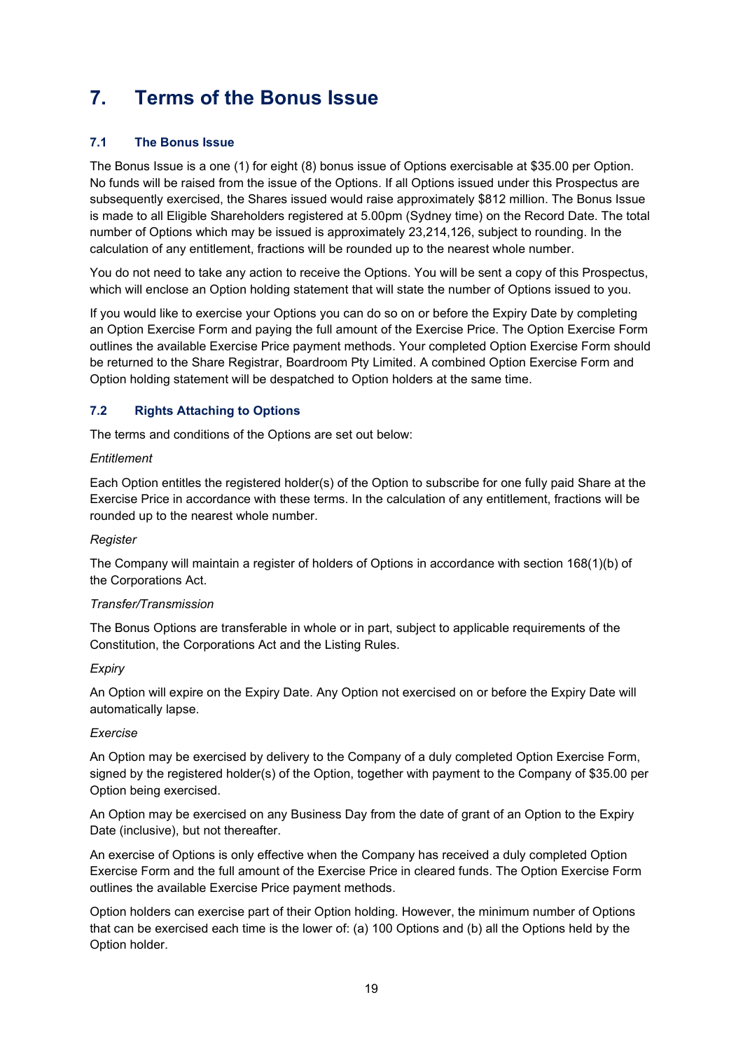# 7. Terms of the Bonus Issue

## 7.1 The Bonus Issue

The Bonus Issue is a one (1) for eight (8) bonus issue of Options exercisable at $35.00 per Option. No funds will be raised from the issue of the Options. If all Options issued under this Prospectus are subsequently exercised, the Shares issued would raise approximately $812 million. The Bonus Issue is made to all Eligible Shareholders registered at 5.00pm (Sydney time) on the Record Date. The total number of Options which may be issued is approximately 23,214,126, subject to rounding. In the calculation of any entitlement, fractions will be rounded up to the nearest whole number.

You do not need to take any action to receive the Options. You will be sent a copy of this Prospectus, which will enclose an Option holding statement that will state the number of Options issued to you.

If you would like to exercise your Options you can do so on or before the Expiry Date by completing an Option Exercise Form and paying the full amount of the Exercise Price. The Option Exercise Form outlines the available Exercise Price payment methods. Your completed Option Exercise Form should be returned to the Share Registrar, Boardroom Pty Limited. A combined Option Exercise Form and Option holding statement will be despatched to Option holders at the same time.

## 7.2 Rights Attaching to Options

The terms and conditions of the Options are set out below:

*Entitlement*

Each Option entitles the registered holder(s) of the Option to subscribe for one fully paid Share at the Exercise Price in accordance with these terms. In the calculation of any entitlement, fractions will be rounded up to the nearest whole number.

*Register*

The Company will maintain a register of holders of Options in accordance with section 168(1)(b) of the Corporations Act.

*Transfer/Transmission*

The Bonus Options are transferable in whole or in part, subject to applicable requirements of the Constitution, the Corporations Act and the Listing Rules.

*Expiry*

An Option will expire on the Expiry Date. Any Option not exercised on or before the Expiry Date will automatically lapse.

*Exercise*

An Option may be exercised by delivery to the Company of a duly completed Option Exercise Form, signed by the registered holder(s) of the Option, together with payment to the Company of $35.00 per Option being exercised.

An Option may be exercised on any Business Day from the date of grant of an Option to the Expiry Date (inclusive), but not thereafter.

An exercise of Options is only effective when the Company has received a duly completed Option Exercise Form and the full amount of the Exercise Price in cleared funds. The Option Exercise Form outlines the available Exercise Price payment methods.

Option holders can exercise part of their Option holding. However, the minimum number of Options that can be exercised each time is the lower of: (a) 100 Options and (b) all the Options held by the Option holder.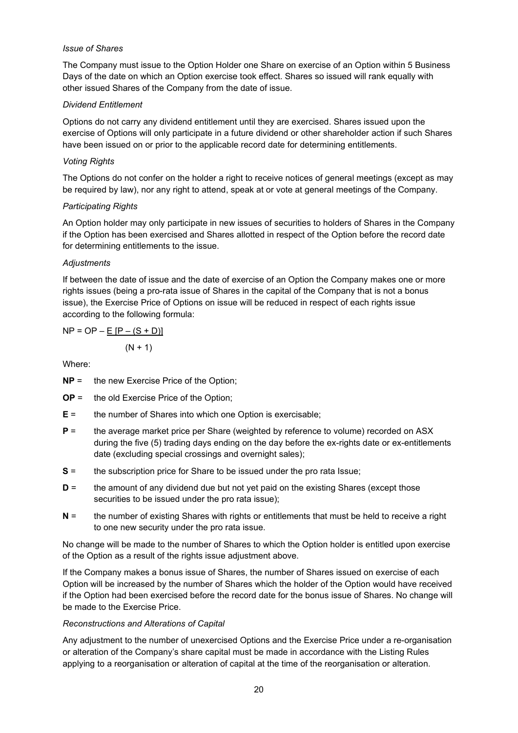*Issue of Shares*

The Company must issue to the Option Holder one Share on exercise of an Option within 5 Business Days of the date on which an Option exercise took effect. Shares so issued will rank equally with other issued Shares of the Company from the date of issue.

*Dividend Entitlement*

Options do not carry any dividend entitlement until they are exercised. Shares issued upon the exercise of Options will only participate in a future dividend or other shareholder action if such Shares have been issued on or prior to the applicable record date for determining entitlements.

*Voting Rights*

The Options do not confer on the holder a right to receive notices of general meetings (except as may be required by law), nor any right to attend, speak at or vote at general meetings of the Company.

*Participating Rights*

An Option holder may only participate in new issues of securities to holders of Shares in the Company if the Option has been exercised and Shares allotted in respect of the Option before the record date for determining entitlements to the issue.

*Adjustments*

If between the date of issue and the date of exercise of an Option the Company makes one or more rights issues (being a pro-rata issue of Shares in the capital of the Company that is not a bonus issue), the Exercise Price of Options on issue will be reduced in respect of each rights issue according to the following formula:

$$NP = OP - \frac{E\,[P - (S + D)]}{(N + 1)}$$

Where:

**NP** = the new Exercise Price of the Option;

**OP** = the old Exercise Price of the Option;

**E** = the number of Shares into which one Option is exercisable;

**P** = the average market price per Share (weighted by reference to volume) recorded on ASX during the five (5) trading days ending on the day before the ex-rights date or ex-entitlements date (excluding special crossings and overnight sales);

**S** = the subscription price for Share to be issued under the pro rata Issue;

**D** = the amount of any dividend due but not yet paid on the existing Shares (except those securities to be issued under the pro rata issue);

**N** = the number of existing Shares with rights or entitlements that must be held to receive a right to one new security under the pro rata issue.

No change will be made to the number of Shares to which the Option holder is entitled upon exercise of the Option as a result of the rights issue adjustment above.

If the Company makes a bonus issue of Shares, the number of Shares issued on exercise of each Option will be increased by the number of Shares which the holder of the Option would have received if the Option had been exercised before the record date for the bonus issue of Shares. No change will be made to the Exercise Price.

*Reconstructions and Alterations of Capital*

Any adjustment to the number of unexercised Options and the Exercise Price under a re-organisation or alteration of the Company's share capital must be made in accordance with the Listing Rules applying to a reorganisation or alteration of capital at the time of the reorganisation or alteration.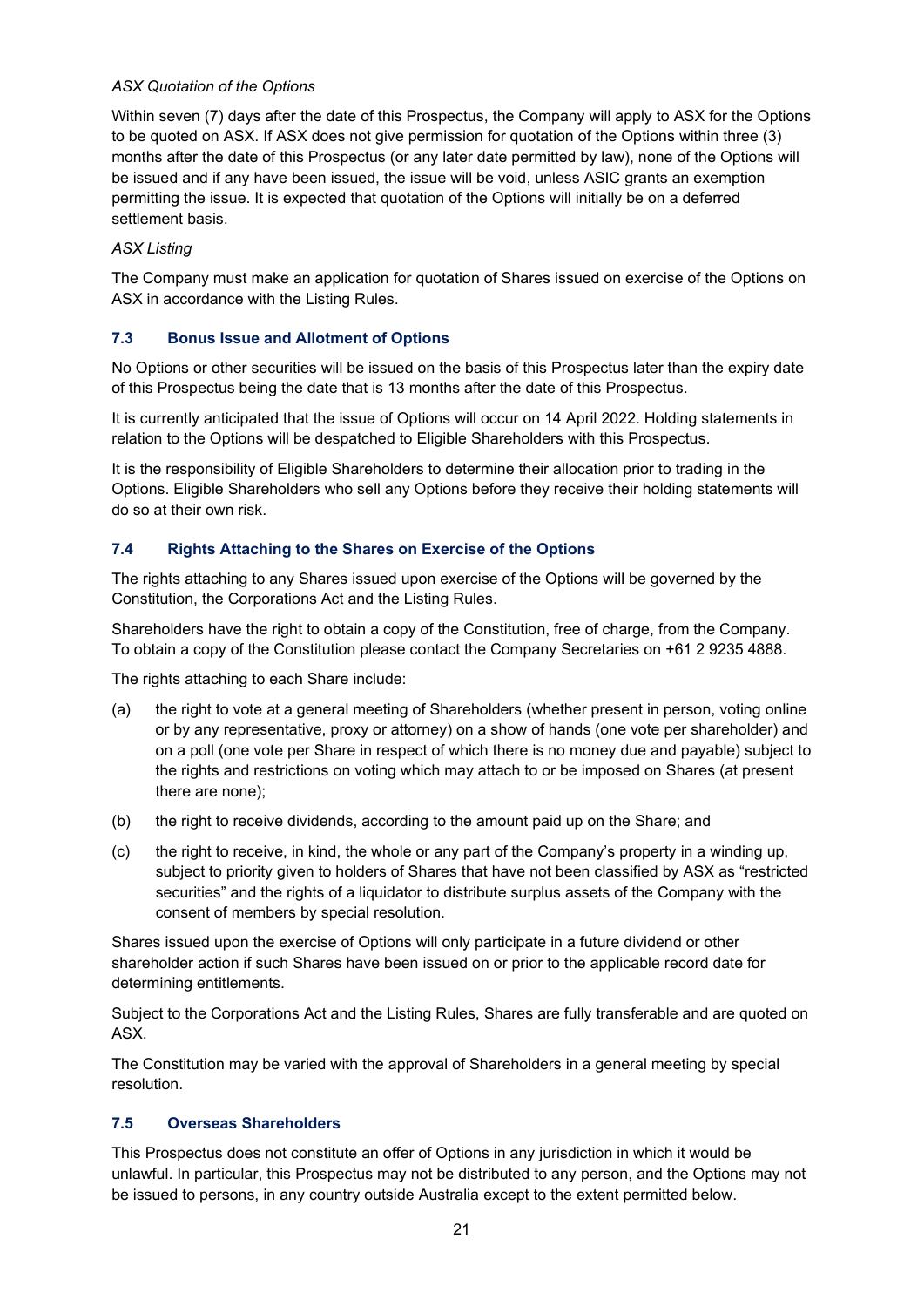*ASX Quotation of the Options*

Within seven (7) days after the date of this Prospectus, the Company will apply to ASX for the Options to be quoted on ASX. If ASX does not give permission for quotation of the Options within three (3) months after the date of this Prospectus (or any later date permitted by law), none of the Options will be issued and if any have been issued, the issue will be void, unless ASIC grants an exemption permitting the issue. It is expected that quotation of the Options will initially be on a deferred settlement basis.

*ASX Listing*

The Company must make an application for quotation of Shares issued on exercise of the Options on ASX in accordance with the Listing Rules.

### 7.3 Bonus Issue and Allotment of Options

No Options or other securities will be issued on the basis of this Prospectus later than the expiry date of this Prospectus being the date that is 13 months after the date of this Prospectus.

It is currently anticipated that the issue of Options will occur on 14 April 2022. Holding statements in relation to the Options will be despatched to Eligible Shareholders with this Prospectus.

It is the responsibility of Eligible Shareholders to determine their allocation prior to trading in the Options. Eligible Shareholders who sell any Options before they receive their holding statements will do so at their own risk.

### 7.4 Rights Attaching to the Shares on Exercise of the Options

The rights attaching to any Shares issued upon exercise of the Options will be governed by the Constitution, the Corporations Act and the Listing Rules.

Shareholders have the right to obtain a copy of the Constitution, free of charge, from the Company. To obtain a copy of the Constitution please contact the Company Secretaries on +61 2 9235 4888.

The rights attaching to each Share include:

(a) the right to vote at a general meeting of Shareholders (whether present in person, voting online or by any representative, proxy or attorney) on a show of hands (one vote per shareholder) and on a poll (one vote per Share in respect of which there is no money due and payable) subject to the rights and restrictions on voting which may attach to or be imposed on Shares (at present there are none);

(b) the right to receive dividends, according to the amount paid up on the Share; and

(c) the right to receive, in kind, the whole or any part of the Company's property in a winding up, subject to priority given to holders of Shares that have not been classified by ASX as "restricted securities" and the rights of a liquidator to distribute surplus assets of the Company with the consent of members by special resolution.

Shares issued upon the exercise of Options will only participate in a future dividend or other shareholder action if such Shares have been issued on or prior to the applicable record date for determining entitlements.

Subject to the Corporations Act and the Listing Rules, Shares are fully transferable and are quoted on ASX.

The Constitution may be varied with the approval of Shareholders in a general meeting by special resolution.

### 7.5 Overseas Shareholders

This Prospectus does not constitute an offer of Options in any jurisdiction in which it would be unlawful. In particular, this Prospectus may not be distributed to any person, and the Options may not be issued to persons, in any country outside Australia except to the extent permitted below.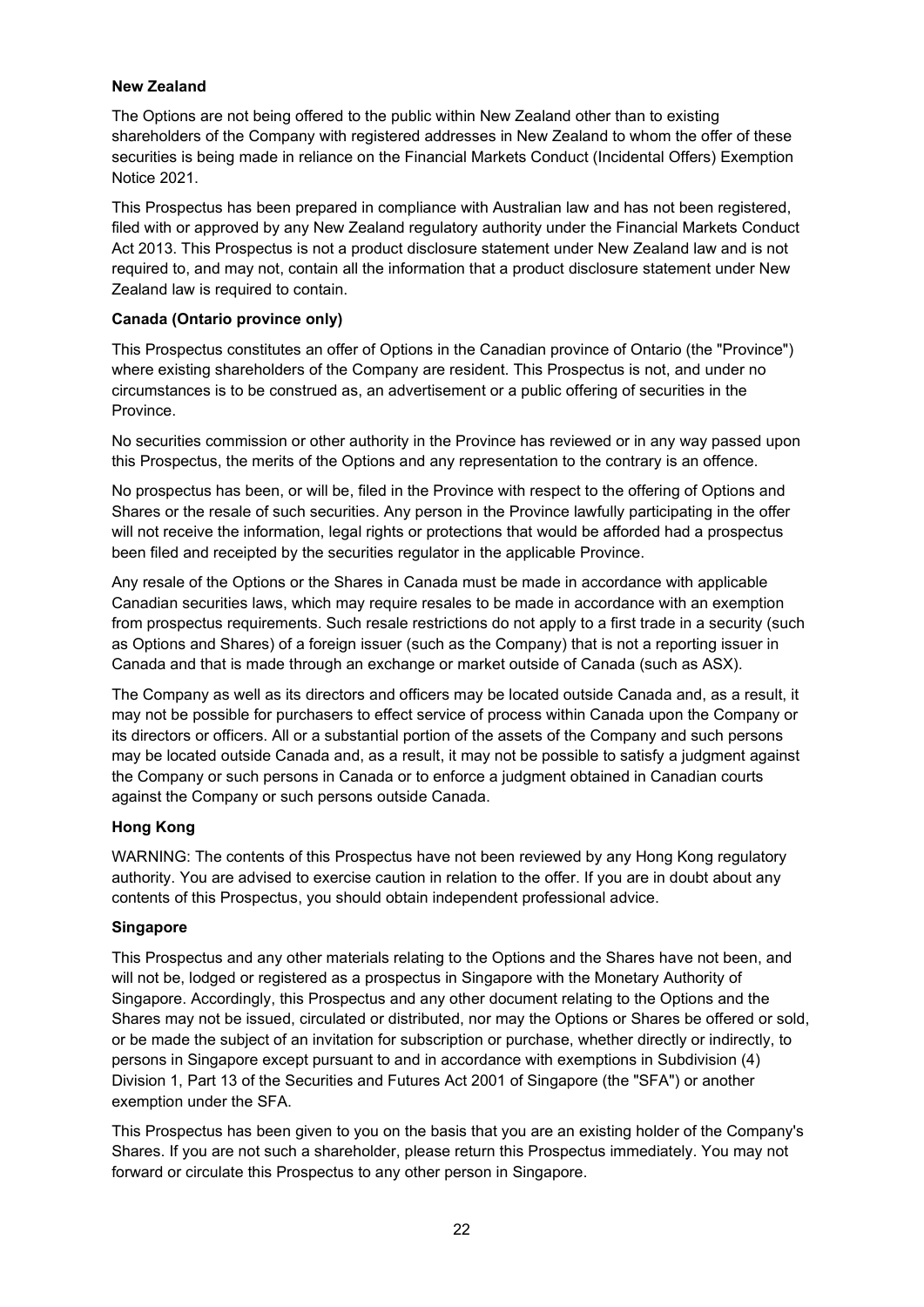**New Zealand**

The Options are not being offered to the public within New Zealand other than to existing shareholders of the Company with registered addresses in New Zealand to whom the offer of these securities is being made in reliance on the Financial Markets Conduct (Incidental Offers) Exemption Notice 2021.

This Prospectus has been prepared in compliance with Australian law and has not been registered, filed with or approved by any New Zealand regulatory authority under the Financial Markets Conduct Act 2013. This Prospectus is not a product disclosure statement under New Zealand law and is not required to, and may not, contain all the information that a product disclosure statement under New Zealand law is required to contain.

**Canada (Ontario province only)**

This Prospectus constitutes an offer of Options in the Canadian province of Ontario (the "Province") where existing shareholders of the Company are resident. This Prospectus is not, and under no circumstances is to be construed as, an advertisement or a public offering of securities in the Province.

No securities commission or other authority in the Province has reviewed or in any way passed upon this Prospectus, the merits of the Options and any representation to the contrary is an offence.

No prospectus has been, or will be, filed in the Province with respect to the offering of Options and Shares or the resale of such securities. Any person in the Province lawfully participating in the offer will not receive the information, legal rights or protections that would be afforded had a prospectus been filed and receipted by the securities regulator in the applicable Province.

Any resale of the Options or the Shares in Canada must be made in accordance with applicable Canadian securities laws, which may require resales to be made in accordance with an exemption from prospectus requirements. Such resale restrictions do not apply to a first trade in a security (such as Options and Shares) of a foreign issuer (such as the Company) that is not a reporting issuer in Canada and that is made through an exchange or market outside of Canada (such as ASX).

The Company as well as its directors and officers may be located outside Canada and, as a result, it may not be possible for purchasers to effect service of process within Canada upon the Company or its directors or officers. All or a substantial portion of the assets of the Company and such persons may be located outside Canada and, as a result, it may not be possible to satisfy a judgment against the Company or such persons in Canada or to enforce a judgment obtained in Canadian courts against the Company or such persons outside Canada.

**Hong Kong**

WARNING: The contents of this Prospectus have not been reviewed by any Hong Kong regulatory authority. You are advised to exercise caution in relation to the offer. If you are in doubt about any contents of this Prospectus, you should obtain independent professional advice.

**Singapore**

This Prospectus and any other materials relating to the Options and the Shares have not been, and will not be, lodged or registered as a prospectus in Singapore with the Monetary Authority of Singapore. Accordingly, this Prospectus and any other document relating to the Options and the Shares may not be issued, circulated or distributed, nor may the Options or Shares be offered or sold, or be made the subject of an invitation for subscription or purchase, whether directly or indirectly, to persons in Singapore except pursuant to and in accordance with exemptions in Subdivision (4) Division 1, Part 13 of the Securities and Futures Act 2001 of Singapore (the "SFA") or another exemption under the SFA.

This Prospectus has been given to you on the basis that you are an existing holder of the Company's Shares. If you are not such a shareholder, please return this Prospectus immediately. You may not forward or circulate this Prospectus to any other person in Singapore.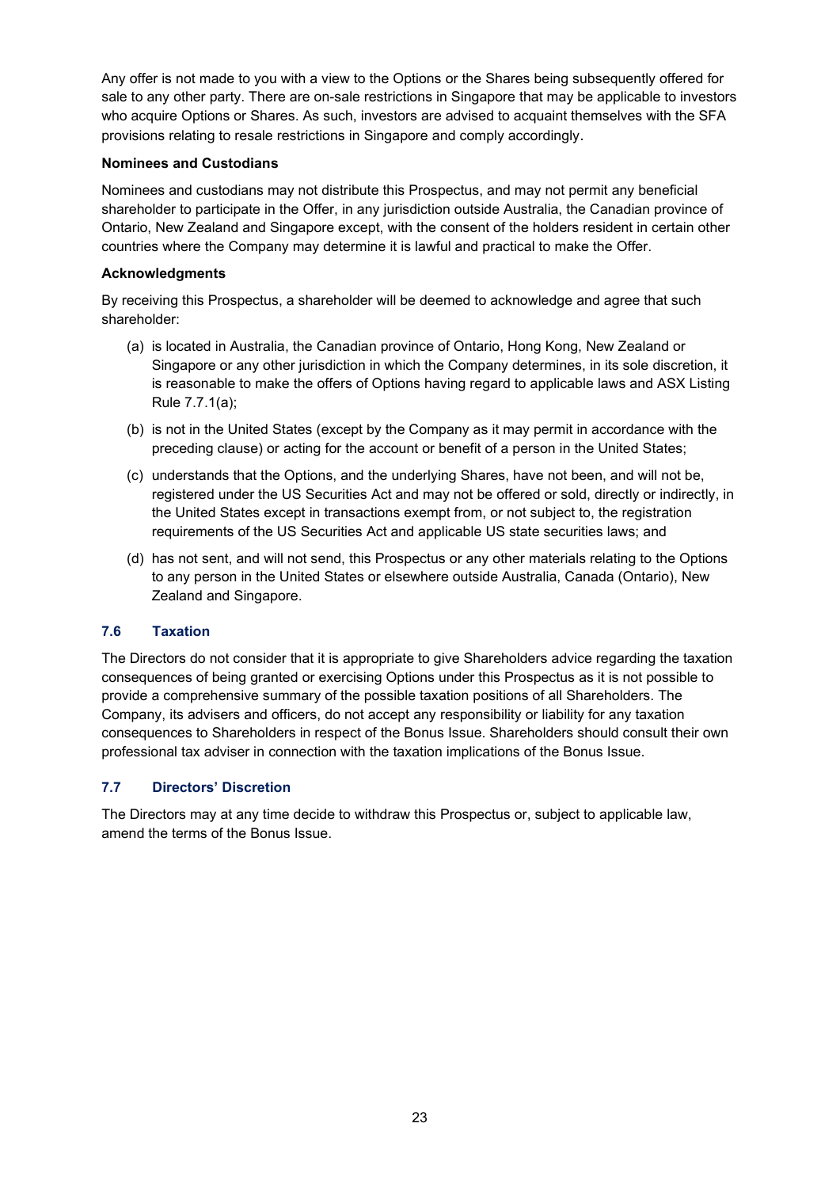Any offer is not made to you with a view to the Options or the Shares being subsequently offered for sale to any other party. There are on-sale restrictions in Singapore that may be applicable to investors who acquire Options or Shares. As such, investors are advised to acquaint themselves with the SFA provisions relating to resale restrictions in Singapore and comply accordingly.

**Nominees and Custodians**

Nominees and custodians may not distribute this Prospectus, and may not permit any beneficial shareholder to participate in the Offer, in any jurisdiction outside Australia, the Canadian province of Ontario, New Zealand and Singapore except, with the consent of the holders resident in certain other countries where the Company may determine it is lawful and practical to make the Offer.

**Acknowledgments**

By receiving this Prospectus, a shareholder will be deemed to acknowledge and agree that such shareholder:

(a) is located in Australia, the Canadian province of Ontario, Hong Kong, New Zealand or Singapore or any other jurisdiction in which the Company determines, in its sole discretion, it is reasonable to make the offers of Options having regard to applicable laws and ASX Listing Rule 7.7.1(a);

(b) is not in the United States (except by the Company as it may permit in accordance with the preceding clause) or acting for the account or benefit of a person in the United States;

(c) understands that the Options, and the underlying Shares, have not been, and will not be, registered under the US Securities Act and may not be offered or sold, directly or indirectly, in the United States except in transactions exempt from, or not subject to, the registration requirements of the US Securities Act and applicable US state securities laws; and

(d) has not sent, and will not send, this Prospectus or any other materials relating to the Options to any person in the United States or elsewhere outside Australia, Canada (Ontario), New Zealand and Singapore.

### 7.6 Taxation

The Directors do not consider that it is appropriate to give Shareholders advice regarding the taxation consequences of being granted or exercising Options under this Prospectus as it is not possible to provide a comprehensive summary of the possible taxation positions of all Shareholders. The Company, its advisers and officers, do not accept any responsibility or liability for any taxation consequences to Shareholders in respect of the Bonus Issue. Shareholders should consult their own professional tax adviser in connection with the taxation implications of the Bonus Issue.

### 7.7 Directors' Discretion

The Directors may at any time decide to withdraw this Prospectus or, subject to applicable law, amend the terms of the Bonus Issue.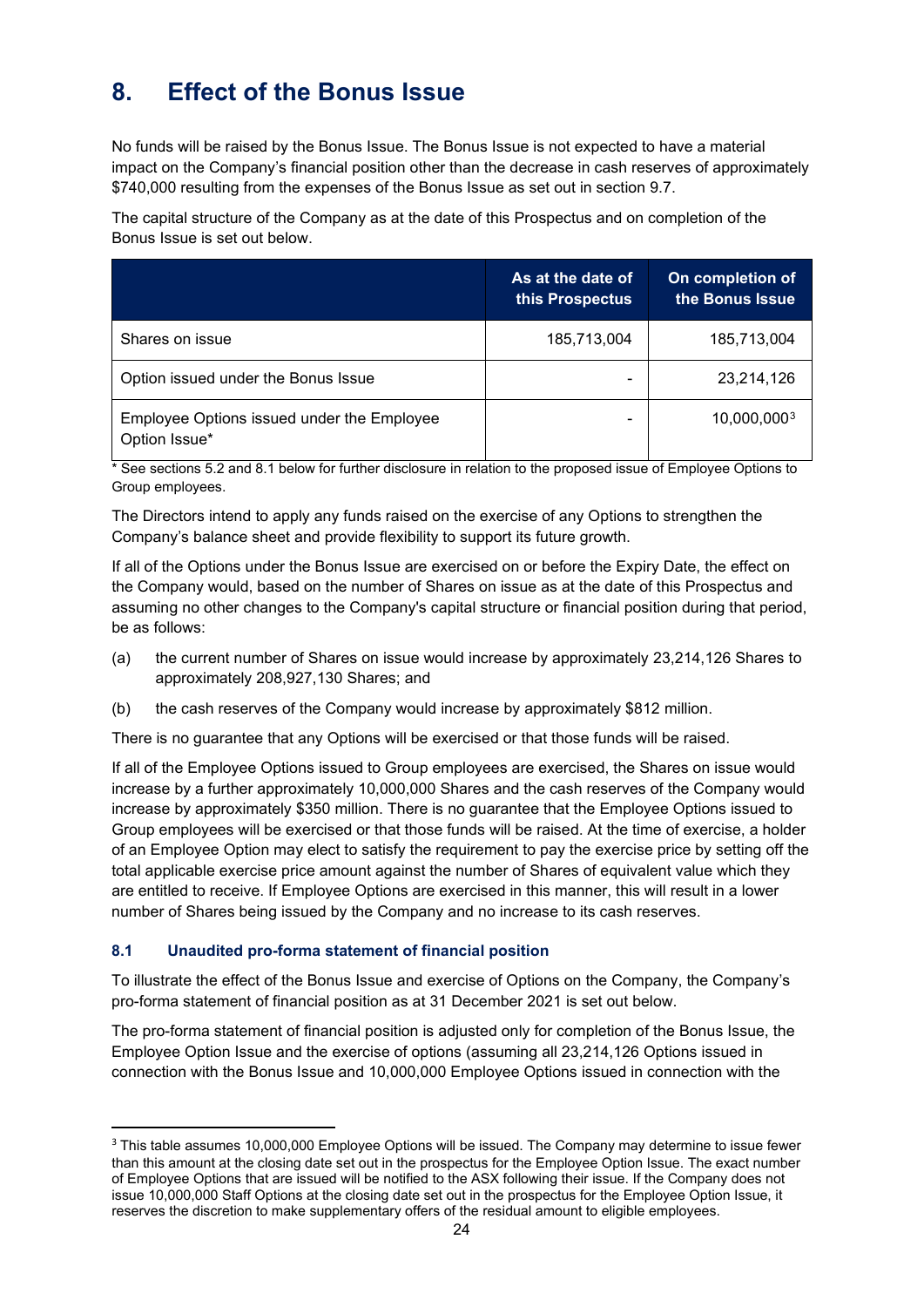# 8. Effect of the Bonus Issue

No funds will be raised by the Bonus Issue. The Bonus Issue is not expected to have a material impact on the Company's financial position other than the decrease in cash reserves of approximately $740,000 resulting from the expenses of the Bonus Issue as set out in section 9.7.

The capital structure of the Company as at the date of this Prospectus and on completion of the Bonus Issue is set out below.

| | As at the date of this Prospectus | On completion of the Bonus Issue |
|---|---|---|
| Shares on issue | 185,713,004 | 185,713,004 |
| Option issued under the Bonus Issue | - | 23,214,126 |
| Employee Options issued under the Employee Option Issue* | - | 10,000,000[3] |

\* See sections 5.2 and 8.1 below for further disclosure in relation to the proposed issue of Employee Options to Group employees.

The Directors intend to apply any funds raised on the exercise of any Options to strengthen the Company's balance sheet and provide flexibility to support its future growth.

If all of the Options under the Bonus Issue are exercised on or before the Expiry Date, the effect on the Company would, based on the number of Shares on issue as at the date of this Prospectus and assuming no other changes to the Company's capital structure or financial position during that period, be as follows:

(a) the current number of Shares on issue would increase by approximately 23,214,126 Shares to approximately 208,927,130 Shares; and

(b) the cash reserves of the Company would increase by approximately $812 million.

There is no guarantee that any Options will be exercised or that those funds will be raised.

If all of the Employee Options issued to Group employees are exercised, the Shares on issue would increase by a further approximately 10,000,000 Shares and the cash reserves of the Company would increase by approximately $350 million. There is no guarantee that the Employee Options issued to Group employees will be exercised or that those funds will be raised. At the time of exercise, a holder of an Employee Option may elect to satisfy the requirement to pay the exercise price by setting off the total applicable exercise price amount against the number of Shares of equivalent value which they are entitled to receive. If Employee Options are exercised in this manner, this will result in a lower number of Shares being issued by the Company and no increase to its cash reserves.

## 8.1 Unaudited pro-forma statement of financial position

To illustrate the effect of the Bonus Issue and exercise of Options on the Company, the Company's pro-forma statement of financial position as at 31 December 2021 is set out below.

The pro-forma statement of financial position is adjusted only for completion of the Bonus Issue, the Employee Option Issue and the exercise of options (assuming all 23,214,126 Options issued in connection with the Bonus Issue and 10,000,000 Employee Options issued in connection with the

[3] This table assumes 10,000,000 Employee Options will be issued. The Company may determine to issue fewer than this amount at the closing date set out in the prospectus for the Employee Option Issue. The exact number of Employee Options that are issued will be notified to the ASX following their issue. If the Company does not issue 10,000,000 Staff Options at the closing date set out in the prospectus for the Employee Option Issue, it reserves the discretion to make supplementary offers of the residual amount to eligible employees.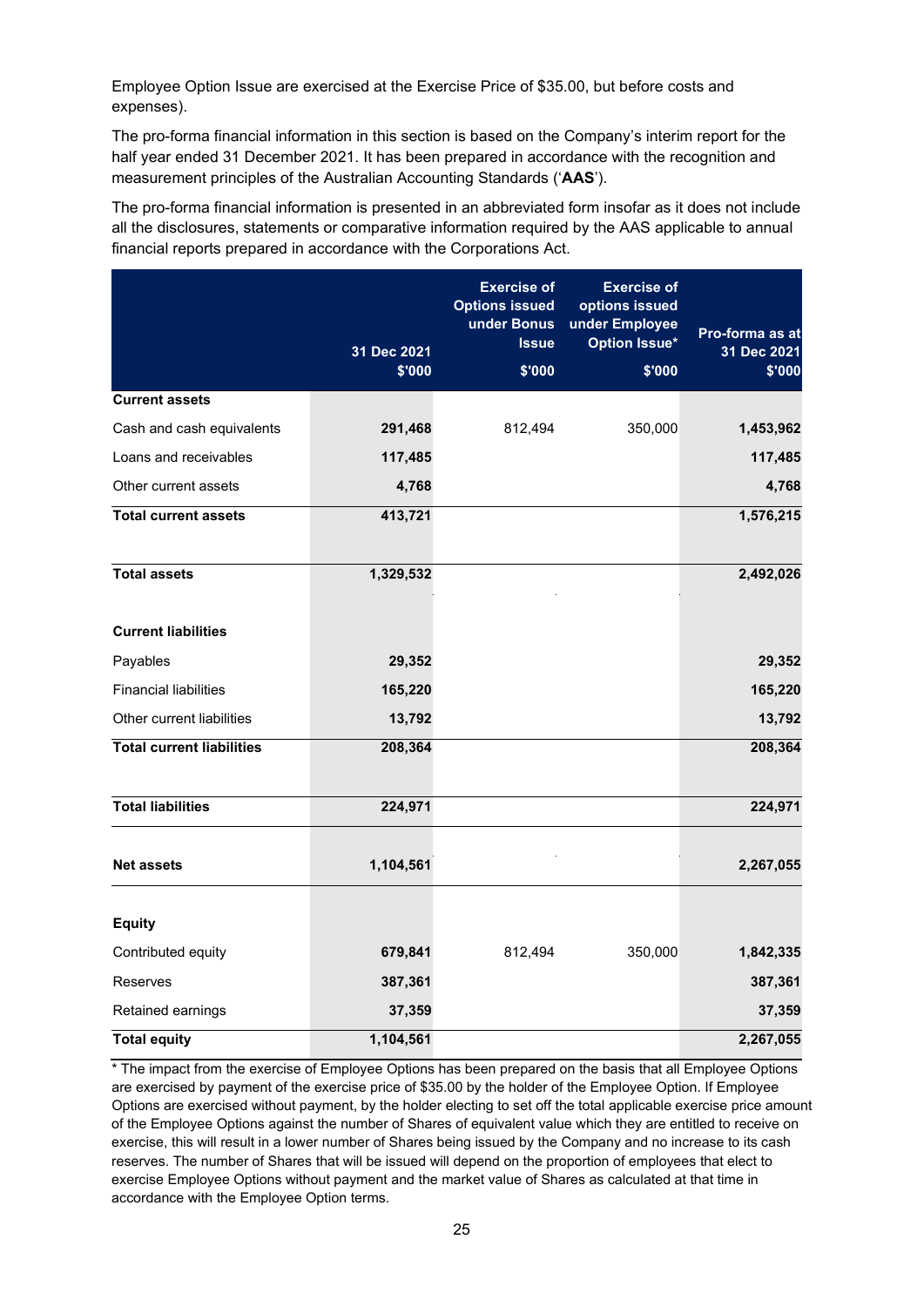Employee Option Issue are exercised at the Exercise Price of $35.00, but before costs and expenses).

The pro-forma financial information in this section is based on the Company's interim report for the half year ended 31 December 2021. It has been prepared in accordance with the recognition and measurement principles of the Australian Accounting Standards ('**AAS**').

The pro-forma financial information is presented in an abbreviated form insofar as it does not include all the disclosures, statements or comparative information required by the AAS applicable to annual financial reports prepared in accordance with the Corporations Act.

| | 31 Dec 2021<br>$'000 | Exercise of Options issued under Bonus Issue<br>$'000 | Exercise of options issued under Employee Option Issue*<br>$'000 | Pro-forma as at 31 Dec 2021<br>$'000 |
|---|---|---|---|---|
| **Current assets** | | | | |
| Cash and cash equivalents | **291,468** | 812,494 | 350,000 | **1,453,962** |
| Loans and receivables | **117,485** | | | **117,485** |
| Other current assets | **4,768** | | | **4,768** |
| **Total current assets** | **413,721** | | | **1,576,215** |
| **Total assets** | **1,329,532** | | | **2,492,026** |
| **Current liabilities** | | | | |
| Payables | **29,352** | | | **29,352** |
| Financial liabilities | **165,220** | | | **165,220** |
| Other current liabilities | **13,792** | | | **13,792** |
| **Total current liabilities** | **208,364** | | | **208,364** |
| **Total liabilities** | **224,971** | | | **224,971** |
| **Net assets** | **1,104,561** | | | **2,267,055** |
| **Equity** | | | | |
| Contributed equity | **679,841** | 812,494 | 350,000 | **1,842,335** |
| Reserves | **387,361** | | | **387,361** |
| Retained earnings | **37,359** | | | **37,359** |
| **Total equity** | **1,104,561** | | | **2,267,055** |

* The impact from the exercise of Employee Options has been prepared on the basis that all Employee Options are exercised by payment of the exercise price of $35.00 by the holder of the Employee Option. If Employee Options are exercised without payment, by the holder electing to set off the total applicable exercise price amount of the Employee Options against the number of Shares of equivalent value which they are entitled to receive on exercise, this will result in a lower number of Shares being issued by the Company and no increase to its cash reserves. The number of Shares that will be issued will depend on the proportion of employees that elect to exercise Employee Options without payment and the market value of Shares as calculated at that time in accordance with the Employee Option terms.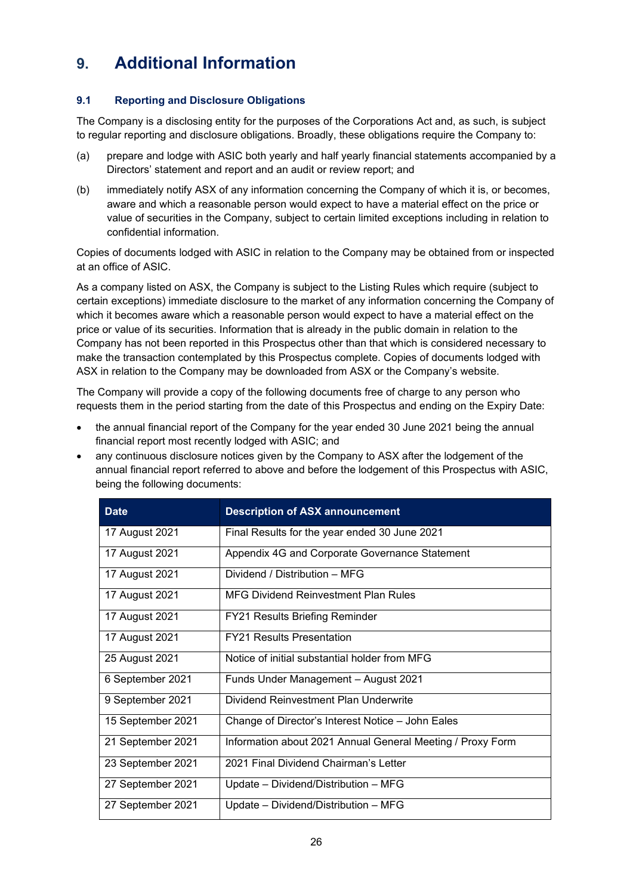# 9. Additional Information

## 9.1 Reporting and Disclosure Obligations

The Company is a disclosing entity for the purposes of the Corporations Act and, as such, is subject to regular reporting and disclosure obligations. Broadly, these obligations require the Company to:

(a) prepare and lodge with ASIC both yearly and half yearly financial statements accompanied by a Directors' statement and report and an audit or review report; and

(b) immediately notify ASX of any information concerning the Company of which it is, or becomes, aware and which a reasonable person would expect to have a material effect on the price or value of securities in the Company, subject to certain limited exceptions including in relation to confidential information.

Copies of documents lodged with ASIC in relation to the Company may be obtained from or inspected at an office of ASIC.

As a company listed on ASX, the Company is subject to the Listing Rules which require (subject to certain exceptions) immediate disclosure to the market of any information concerning the Company of which it becomes aware which a reasonable person would expect to have a material effect on the price or value of its securities. Information that is already in the public domain in relation to the Company has not been reported in this Prospectus other than that which is considered necessary to make the transaction contemplated by this Prospectus complete. Copies of documents lodged with ASX in relation to the Company may be downloaded from ASX or the Company's website.

The Company will provide a copy of the following documents free of charge to any person who requests them in the period starting from the date of this Prospectus and ending on the Expiry Date:

- the annual financial report of the Company for the year ended 30 June 2021 being the annual financial report most recently lodged with ASIC; and
- any continuous disclosure notices given by the Company to ASX after the lodgement of the annual financial report referred to above and before the lodgement of this Prospectus with ASIC, being the following documents:

| Date | Description of ASX announcement |
|---|---|
| 17 August 2021 | Final Results for the year ended 30 June 2021 |
| 17 August 2021 | Appendix 4G and Corporate Governance Statement |
| 17 August 2021 | Dividend / Distribution – MFG |
| 17 August 2021 | MFG Dividend Reinvestment Plan Rules |
| 17 August 2021 | FY21 Results Briefing Reminder |
| 17 August 2021 | FY21 Results Presentation |
| 25 August 2021 | Notice of initial substantial holder from MFG |
| 6 September 2021 | Funds Under Management – August 2021 |
| 9 September 2021 | Dividend Reinvestment Plan Underwrite |
| 15 September 2021 | Change of Director's Interest Notice – John Eales |
| 21 September 2021 | Information about 2021 Annual General Meeting / Proxy Form |
| 23 September 2021 | 2021 Final Dividend Chairman's Letter |
| 27 September 2021 | Update – Dividend/Distribution – MFG |
| 27 September 2021 | Update – Dividend/Distribution – MFG |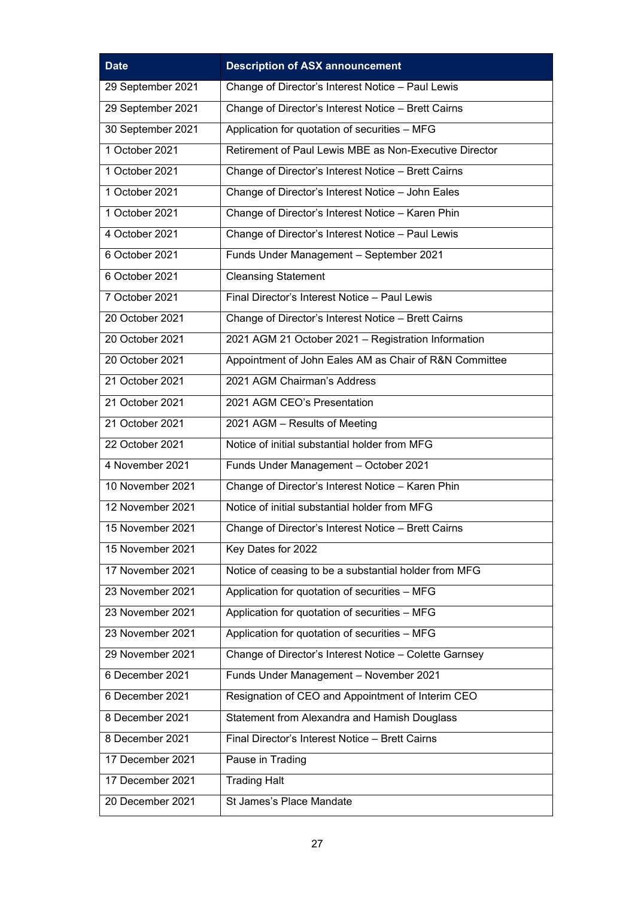| Date | Description of ASX announcement |
| --- | --- |
| 29 September 2021 | Change of Director's Interest Notice – Paul Lewis |
| 29 September 2021 | Change of Director's Interest Notice – Brett Cairns |
| 30 September 2021 | Application for quotation of securities – MFG |
| 1 October 2021 | Retirement of Paul Lewis MBE as Non-Executive Director |
| 1 October 2021 | Change of Director's Interest Notice – Brett Cairns |
| 1 October 2021 | Change of Director's Interest Notice – John Eales |
| 1 October 2021 | Change of Director's Interest Notice – Karen Phin |
| 4 October 2021 | Change of Director's Interest Notice – Paul Lewis |
| 6 October 2021 | Funds Under Management – September 2021 |
| 6 October 2021 | Cleansing Statement |
| 7 October 2021 | Final Director's Interest Notice – Paul Lewis |
| 20 October 2021 | Change of Director's Interest Notice – Brett Cairns |
| 20 October 2021 | 2021 AGM 21 October 2021 – Registration Information |
| 20 October 2021 | Appointment of John Eales AM as Chair of R&N Committee |
| 21 October 2021 | 2021 AGM Chairman's Address |
| 21 October 2021 | 2021 AGM CEO's Presentation |
| 21 October 2021 | 2021 AGM – Results of Meeting |
| 22 October 2021 | Notice of initial substantial holder from MFG |
| 4 November 2021 | Funds Under Management – October 2021 |
| 10 November 2021 | Change of Director's Interest Notice – Karen Phin |
| 12 November 2021 | Notice of initial substantial holder from MFG |
| 15 November 2021 | Change of Director's Interest Notice – Brett Cairns |
| 15 November 2021 | Key Dates for 2022 |
| 17 November 2021 | Notice of ceasing to be a substantial holder from MFG |
| 23 November 2021 | Application for quotation of securities – MFG |
| 23 November 2021 | Application for quotation of securities – MFG |
| 23 November 2021 | Application for quotation of securities – MFG |
| 29 November 2021 | Change of Director's Interest Notice – Colette Garnsey |
| 6 December 2021 | Funds Under Management – November 2021 |
| 6 December 2021 | Resignation of CEO and Appointment of Interim CEO |
| 8 December 2021 | Statement from Alexandra and Hamish Douglass |
| 8 December 2021 | Final Director's Interest Notice – Brett Cairns |
| 17 December 2021 | Pause in Trading |
| 17 December 2021 | Trading Halt |
| 20 December 2021 | St James's Place Mandate |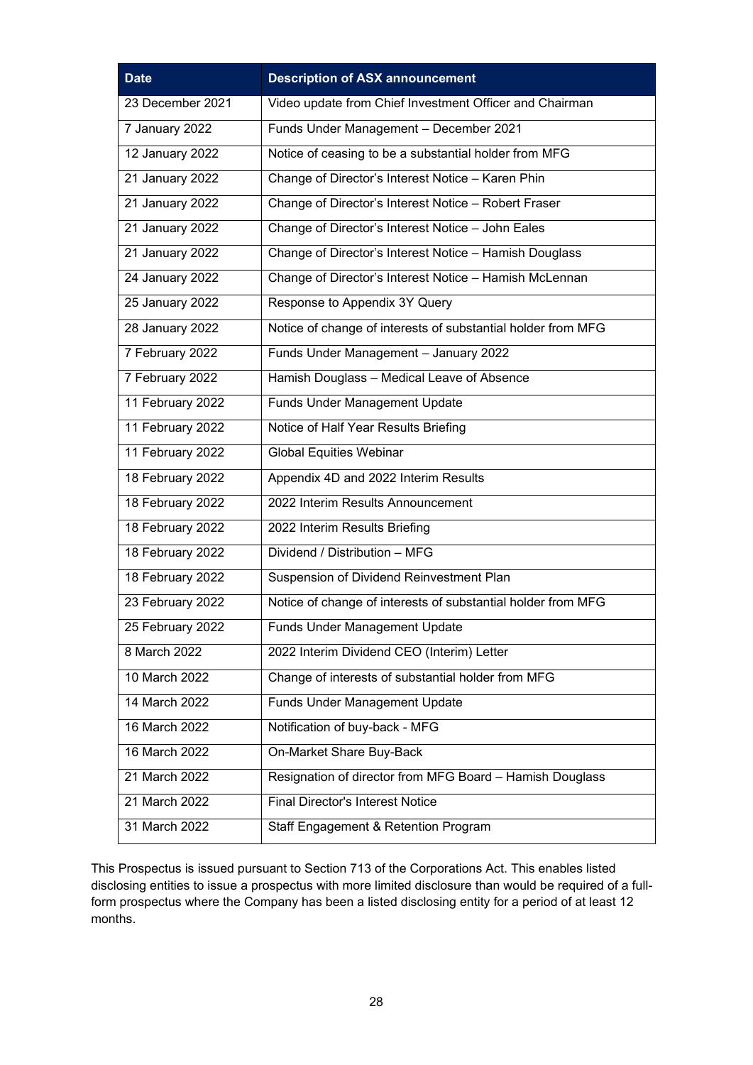| Date | Description of ASX announcement |
|---|---|
| 23 December 2021 | Video update from Chief Investment Officer and Chairman |
| 7 January 2022 | Funds Under Management – December 2021 |
| 12 January 2022 | Notice of ceasing to be a substantial holder from MFG |
| 21 January 2022 | Change of Director's Interest Notice – Karen Phin |
| 21 January 2022 | Change of Director's Interest Notice – Robert Fraser |
| 21 January 2022 | Change of Director's Interest Notice – John Eales |
| 21 January 2022 | Change of Director's Interest Notice – Hamish Douglass |
| 24 January 2022 | Change of Director's Interest Notice – Hamish McLennan |
| 25 January 2022 | Response to Appendix 3Y Query |
| 28 January 2022 | Notice of change of interests of substantial holder from MFG |
| 7 February 2022 | Funds Under Management – January 2022 |
| 7 February 2022 | Hamish Douglass – Medical Leave of Absence |
| 11 February 2022 | Funds Under Management Update |
| 11 February 2022 | Notice of Half Year Results Briefing |
| 11 February 2022 | Global Equities Webinar |
| 18 February 2022 | Appendix 4D and 2022 Interim Results |
| 18 February 2022 | 2022 Interim Results Announcement |
| 18 February 2022 | 2022 Interim Results Briefing |
| 18 February 2022 | Dividend / Distribution – MFG |
| 18 February 2022 | Suspension of Dividend Reinvestment Plan |
| 23 February 2022 | Notice of change of interests of substantial holder from MFG |
| 25 February 2022 | Funds Under Management Update |
| 8 March 2022 | 2022 Interim Dividend CEO (Interim) Letter |
| 10 March 2022 | Change of interests of substantial holder from MFG |
| 14 March 2022 | Funds Under Management Update |
| 16 March 2022 | Notification of buy-back - MFG |
| 16 March 2022 | On-Market Share Buy-Back |
| 21 March 2022 | Resignation of director from MFG Board – Hamish Douglass |
| 21 March 2022 | Final Director's Interest Notice |
| 31 March 2022 | Staff Engagement & Retention Program |

This Prospectus is issued pursuant to Section 713 of the Corporations Act. This enables listed disclosing entities to issue a prospectus with more limited disclosure than would be required of a full-form prospectus where the Company has been a listed disclosing entity for a period of at least 12 months.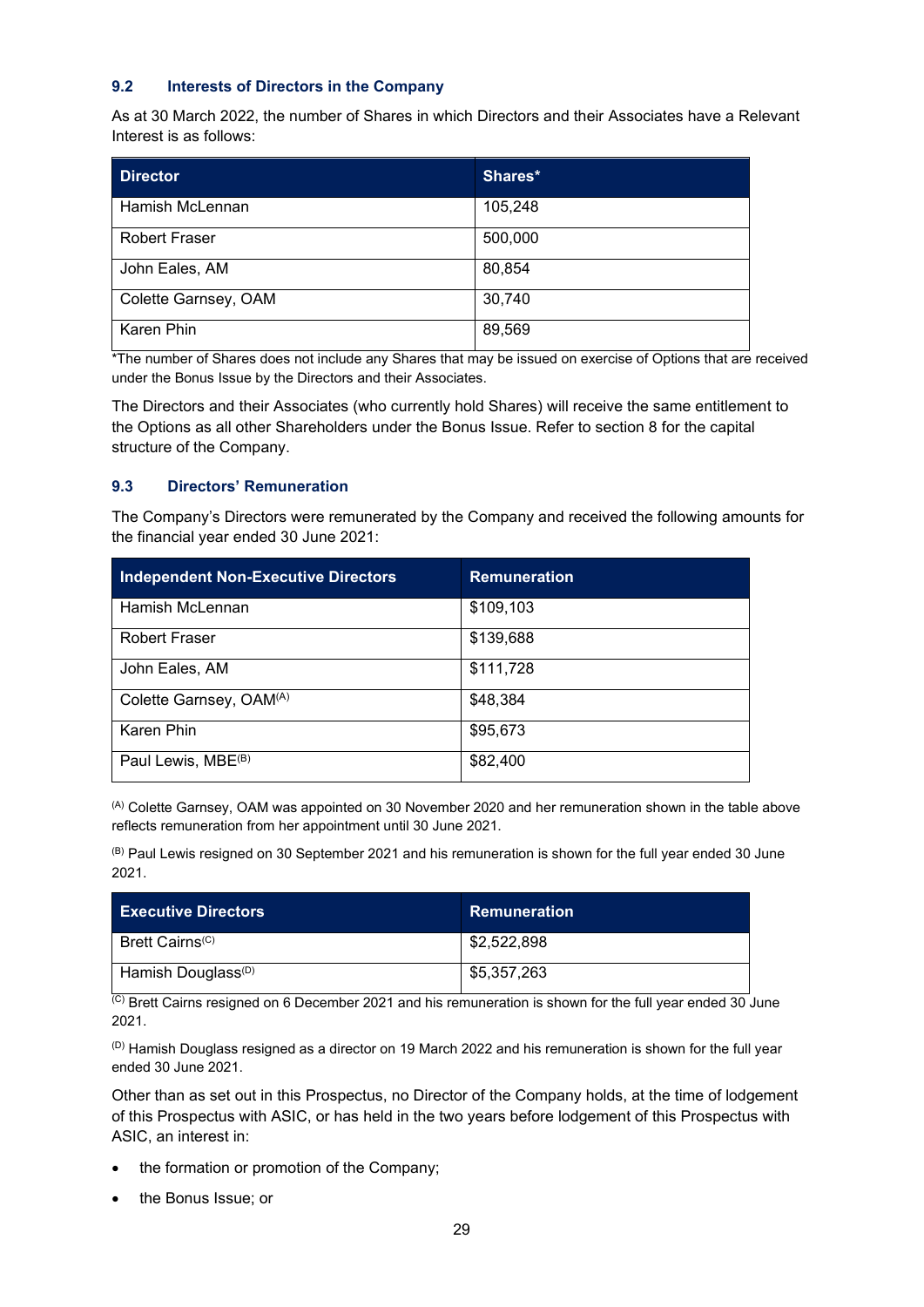### 9.2 Interests of Directors in the Company

As at 30 March 2022, the number of Shares in which Directors and their Associates have a Relevant Interest is as follows:

| Director | Shares* |
|---|---|
| Hamish McLennan | 105,248 |
| Robert Fraser | 500,000 |
| John Eales, AM | 80,854 |
| Colette Garnsey, OAM | 30,740 |
| Karen Phin | 89,569 |

*The number of Shares does not include any Shares that may be issued on exercise of Options that are received under the Bonus Issue by the Directors and their Associates.

The Directors and their Associates (who currently hold Shares) will receive the same entitlement to the Options as all other Shareholders under the Bonus Issue. Refer to section 8 for the capital structure of the Company.

### 9.3 Directors' Remuneration

The Company's Directors were remunerated by the Company and received the following amounts for the financial year ended 30 June 2021:

| Independent Non-Executive Directors | Remuneration |
|---|---|
| Hamish McLennan | $109,103 |
| Robert Fraser | $139,688 |
| John Eales, AM | $111,728 |
| Colette Garnsey, OAM[(A)] | $48,384 |
| Karen Phin | $95,673 |
| Paul Lewis, MBE[(B)] | $82,400 |

[(A)] Colette Garnsey, OAM was appointed on 30 November 2020 and her remuneration shown in the table above reflects remuneration from her appointment until 30 June 2021.

[(B)] Paul Lewis resigned on 30 September 2021 and his remuneration is shown for the full year ended 30 June 2021.

| Executive Directors | Remuneration |
|---|---|
| Brett Cairns[(C)] | $2,522,898 |
| Hamish Douglass[(D)] | $5,357,263 |

[(C)] Brett Cairns resigned on 6 December 2021 and his remuneration is shown for the full year ended 30 June 2021.

[(D)] Hamish Douglass resigned as a director on 19 March 2022 and his remuneration is shown for the full year ended 30 June 2021.

Other than as set out in this Prospectus, no Director of the Company holds, at the time of lodgement of this Prospectus with ASIC, or has held in the two years before lodgement of this Prospectus with ASIC, an interest in:

- the formation or promotion of the Company;
- the Bonus Issue; or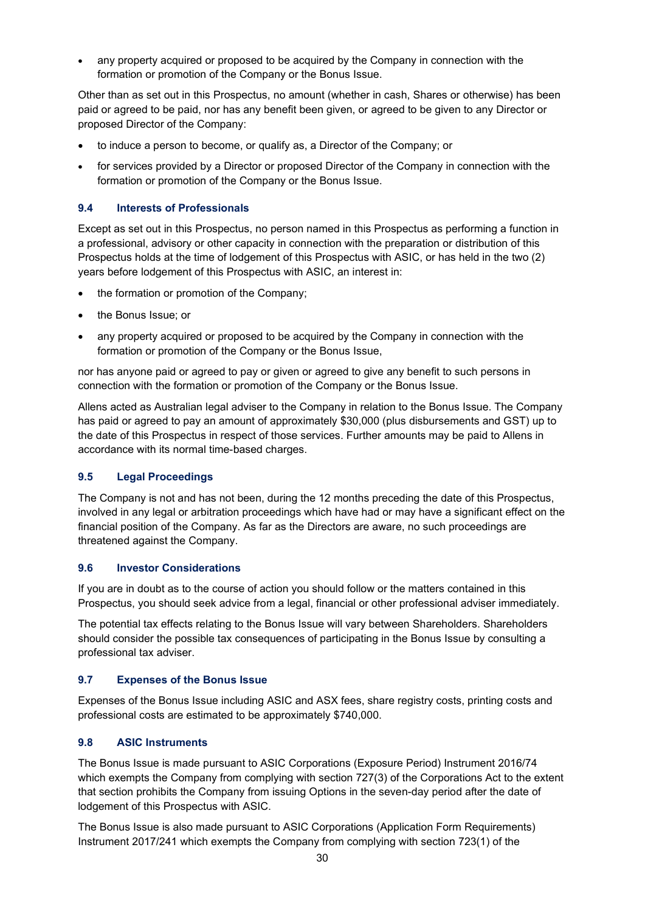- any property acquired or proposed to be acquired by the Company in connection with the formation or promotion of the Company or the Bonus Issue.

Other than as set out in this Prospectus, no amount (whether in cash, Shares or otherwise) has been paid or agreed to be paid, nor has any benefit been given, or agreed to be given to any Director or proposed Director of the Company:

- to induce a person to become, or qualify as, a Director of the Company; or
- for services provided by a Director or proposed Director of the Company in connection with the formation or promotion of the Company or the Bonus Issue.

### 9.4 Interests of Professionals

Except as set out in this Prospectus, no person named in this Prospectus as performing a function in a professional, advisory or other capacity in connection with the preparation or distribution of this Prospectus holds at the time of lodgement of this Prospectus with ASIC, or has held in the two (2) years before lodgement of this Prospectus with ASIC, an interest in:

- the formation or promotion of the Company;
- the Bonus Issue; or
- any property acquired or proposed to be acquired by the Company in connection with the formation or promotion of the Company or the Bonus Issue,

nor has anyone paid or agreed to pay or given or agreed to give any benefit to such persons in connection with the formation or promotion of the Company or the Bonus Issue.

Allens acted as Australian legal adviser to the Company in relation to the Bonus Issue. The Company has paid or agreed to pay an amount of approximately $30,000 (plus disbursements and GST) up to the date of this Prospectus in respect of those services. Further amounts may be paid to Allens in accordance with its normal time-based charges.

### 9.5 Legal Proceedings

The Company is not and has not been, during the 12 months preceding the date of this Prospectus, involved in any legal or arbitration proceedings which have had or may have a significant effect on the financial position of the Company. As far as the Directors are aware, no such proceedings are threatened against the Company.

### 9.6 Investor Considerations

If you are in doubt as to the course of action you should follow or the matters contained in this Prospectus, you should seek advice from a legal, financial or other professional adviser immediately.

The potential tax effects relating to the Bonus Issue will vary between Shareholders. Shareholders should consider the possible tax consequences of participating in the Bonus Issue by consulting a professional tax adviser.

### 9.7 Expenses of the Bonus Issue

Expenses of the Bonus Issue including ASIC and ASX fees, share registry costs, printing costs and professional costs are estimated to be approximately $740,000.

### 9.8 ASIC Instruments

The Bonus Issue is made pursuant to ASIC Corporations (Exposure Period) Instrument 2016/74 which exempts the Company from complying with section 727(3) of the Corporations Act to the extent that section prohibits the Company from issuing Options in the seven-day period after the date of lodgement of this Prospectus with ASIC.

The Bonus Issue is also made pursuant to ASIC Corporations (Application Form Requirements) Instrument 2017/241 which exempts the Company from complying with section 723(1) of the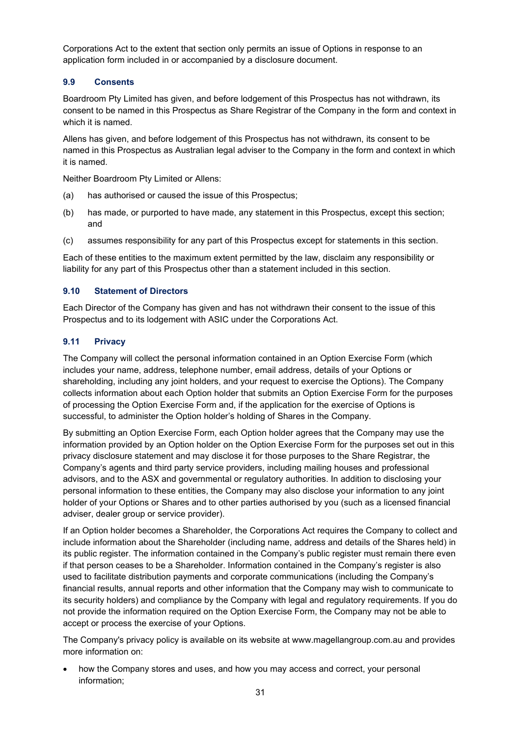Corporations Act to the extent that section only permits an issue of Options in response to an application form included in or accompanied by a disclosure document.

### 9.9 Consents

Boardroom Pty Limited has given, and before lodgement of this Prospectus has not withdrawn, its consent to be named in this Prospectus as Share Registrar of the Company in the form and context in which it is named.

Allens has given, and before lodgement of this Prospectus has not withdrawn, its consent to be named in this Prospectus as Australian legal adviser to the Company in the form and context in which it is named.

Neither Boardroom Pty Limited or Allens:

(a) has authorised or caused the issue of this Prospectus;

(b) has made, or purported to have made, any statement in this Prospectus, except this section; and

(c) assumes responsibility for any part of this Prospectus except for statements in this section.

Each of these entities to the maximum extent permitted by the law, disclaim any responsibility or liability for any part of this Prospectus other than a statement included in this section.

### 9.10 Statement of Directors

Each Director of the Company has given and has not withdrawn their consent to the issue of this Prospectus and to its lodgement with ASIC under the Corporations Act.

### 9.11 Privacy

The Company will collect the personal information contained in an Option Exercise Form (which includes your name, address, telephone number, email address, details of your Options or shareholding, including any joint holders, and your request to exercise the Options). The Company collects information about each Option holder that submits an Option Exercise Form for the purposes of processing the Option Exercise Form and, if the application for the exercise of Options is successful, to administer the Option holder's holding of Shares in the Company.

By submitting an Option Exercise Form, each Option holder agrees that the Company may use the information provided by an Option holder on the Option Exercise Form for the purposes set out in this privacy disclosure statement and may disclose it for those purposes to the Share Registrar, the Company's agents and third party service providers, including mailing houses and professional advisors, and to the ASX and governmental or regulatory authorities. In addition to disclosing your personal information to these entities, the Company may also disclose your information to any joint holder of your Options or Shares and to other parties authorised by you (such as a licensed financial adviser, dealer group or service provider).

If an Option holder becomes a Shareholder, the Corporations Act requires the Company to collect and include information about the Shareholder (including name, address and details of the Shares held) in its public register. The information contained in the Company's public register must remain there even if that person ceases to be a Shareholder. Information contained in the Company's register is also used to facilitate distribution payments and corporate communications (including the Company's financial results, annual reports and other information that the Company may wish to communicate to its security holders) and compliance by the Company with legal and regulatory requirements. If you do not provide the information required on the Option Exercise Form, the Company may not be able to accept or process the exercise of your Options.

The Company's privacy policy is available on its website at www.magellangroup.com.au and provides more information on:

- how the Company stores and uses, and how you may access and correct, your personal information;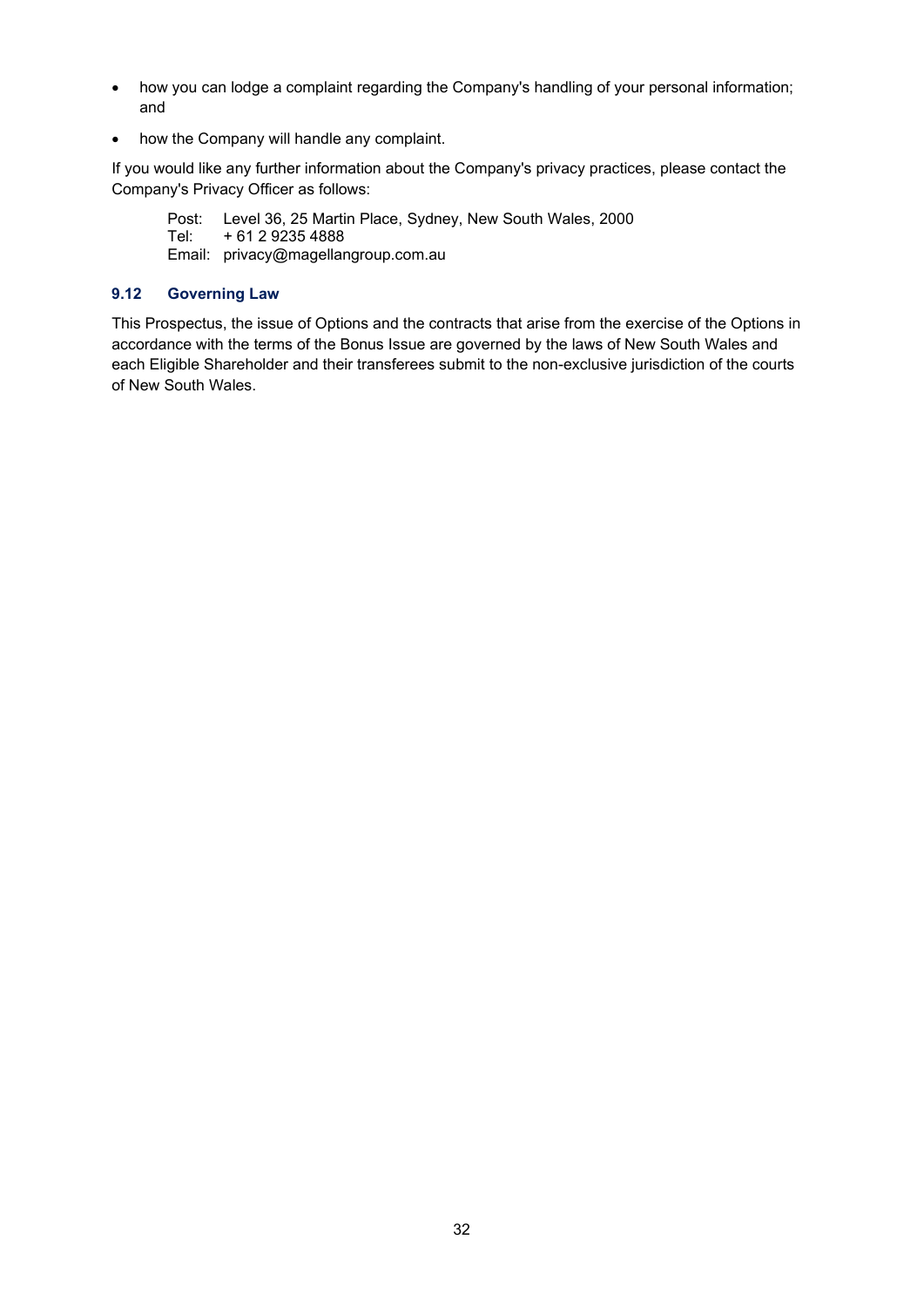- how you can lodge a complaint regarding the Company's handling of your personal information; and
- how the Company will handle any complaint.

If you would like any further information about the Company's privacy practices, please contact the Company's Privacy Officer as follows:

Post: Level 36, 25 Martin Place, Sydney, New South Wales, 2000
Tel: + 61 2 9235 4888
Email: privacy@magellangroup.com.au

### 9.12 Governing Law

This Prospectus, the issue of Options and the contracts that arise from the exercise of the Options in accordance with the terms of the Bonus Issue are governed by the laws of New South Wales and each Eligible Shareholder and their transferees submit to the non-exclusive jurisdiction of the courts of New South Wales.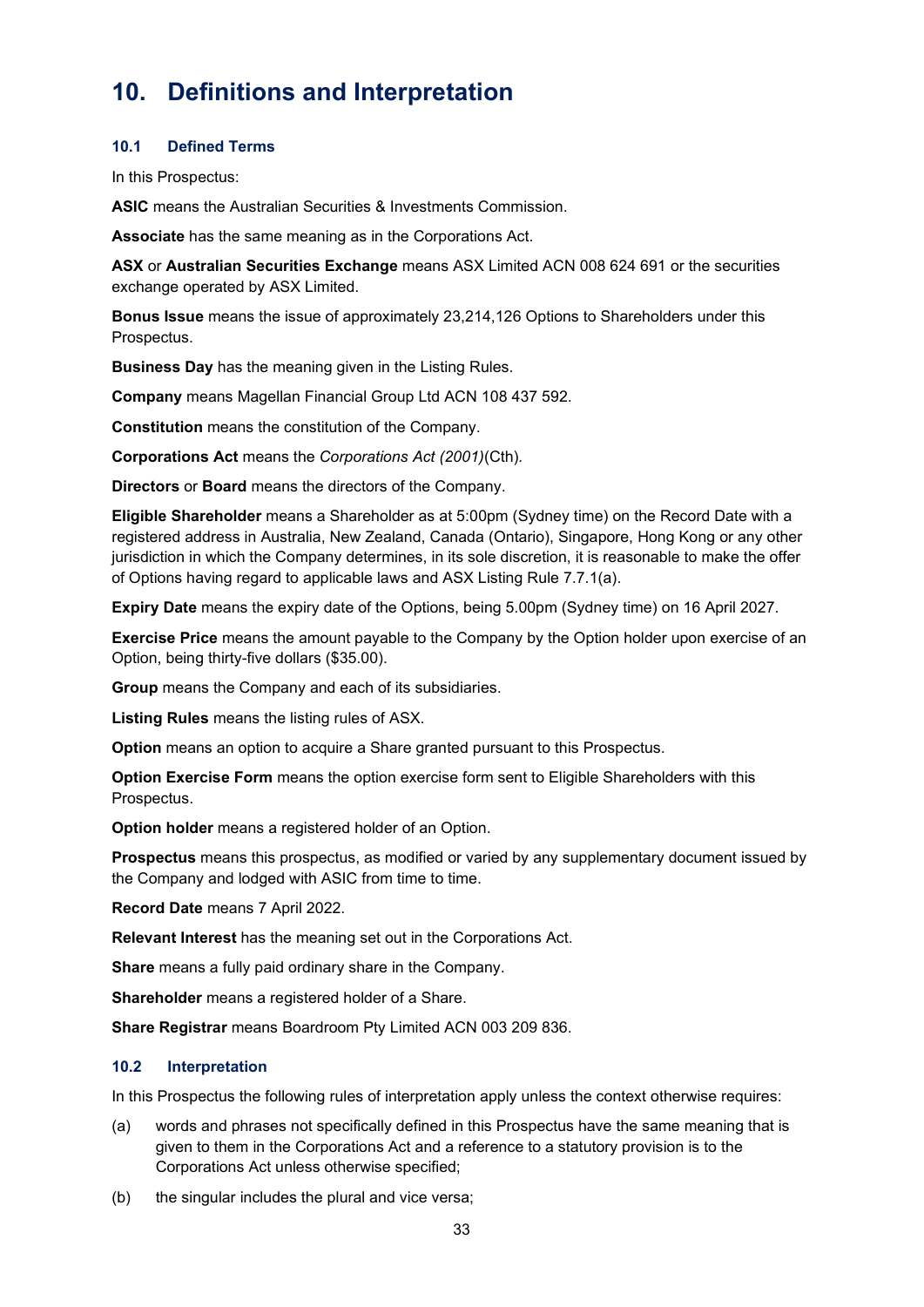# 10. Definitions and Interpretation

### 10.1 Defined Terms

In this Prospectus:

**ASIC** means the Australian Securities & Investments Commission.

**Associate** has the same meaning as in the Corporations Act.

**ASX** or **Australian Securities Exchange** means ASX Limited ACN 008 624 691 or the securities exchange operated by ASX Limited.

**Bonus Issue** means the issue of approximately 23,214,126 Options to Shareholders under this Prospectus.

**Business Day** has the meaning given in the Listing Rules.

**Company** means Magellan Financial Group Ltd ACN 108 437 592.

**Constitution** means the constitution of the Company.

**Corporations Act** means the *Corporations Act (2001)*(Cth).

**Directors** or **Board** means the directors of the Company.

**Eligible Shareholder** means a Shareholder as at 5:00pm (Sydney time) on the Record Date with a registered address in Australia, New Zealand, Canada (Ontario), Singapore, Hong Kong or any other jurisdiction in which the Company determines, in its sole discretion, it is reasonable to make the offer of Options having regard to applicable laws and ASX Listing Rule 7.7.1(a).

**Expiry Date** means the expiry date of the Options, being 5.00pm (Sydney time) on 16 April 2027.

**Exercise Price** means the amount payable to the Company by the Option holder upon exercise of an Option, being thirty-five dollars ($35.00).

**Group** means the Company and each of its subsidiaries.

**Listing Rules** means the listing rules of ASX.

**Option** means an option to acquire a Share granted pursuant to this Prospectus.

**Option Exercise Form** means the option exercise form sent to Eligible Shareholders with this Prospectus.

**Option holder** means a registered holder of an Option.

**Prospectus** means this prospectus, as modified or varied by any supplementary document issued by the Company and lodged with ASIC from time to time.

**Record Date** means 7 April 2022.

**Relevant Interest** has the meaning set out in the Corporations Act.

**Share** means a fully paid ordinary share in the Company.

**Shareholder** means a registered holder of a Share.

**Share Registrar** means Boardroom Pty Limited ACN 003 209 836.

### 10.2 Interpretation

In this Prospectus the following rules of interpretation apply unless the context otherwise requires:

(a) words and phrases not specifically defined in this Prospectus have the same meaning that is given to them in the Corporations Act and a reference to a statutory provision is to the Corporations Act unless otherwise specified;

(b) the singular includes the plural and vice versa;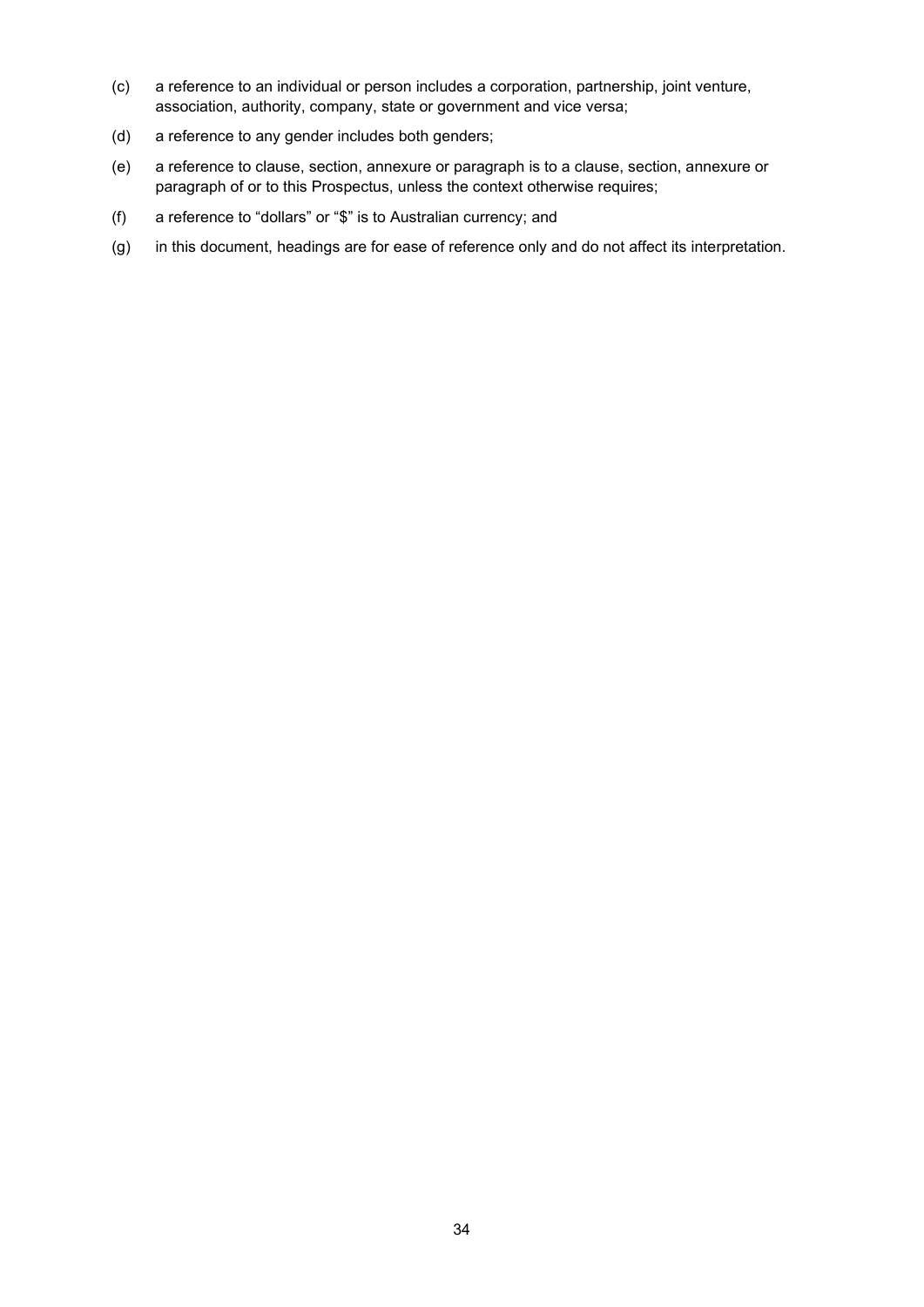(c) a reference to an individual or person includes a corporation, partnership, joint venture, association, authority, company, state or government and vice versa;

(d) a reference to any gender includes both genders;

(e) a reference to clause, section, annexure or paragraph is to a clause, section, annexure or paragraph of or to this Prospectus, unless the context otherwise requires;

(f) a reference to "dollars" or "$" is to Australian currency; and

(g) in this document, headings are for ease of reference only and do not affect its interpretation.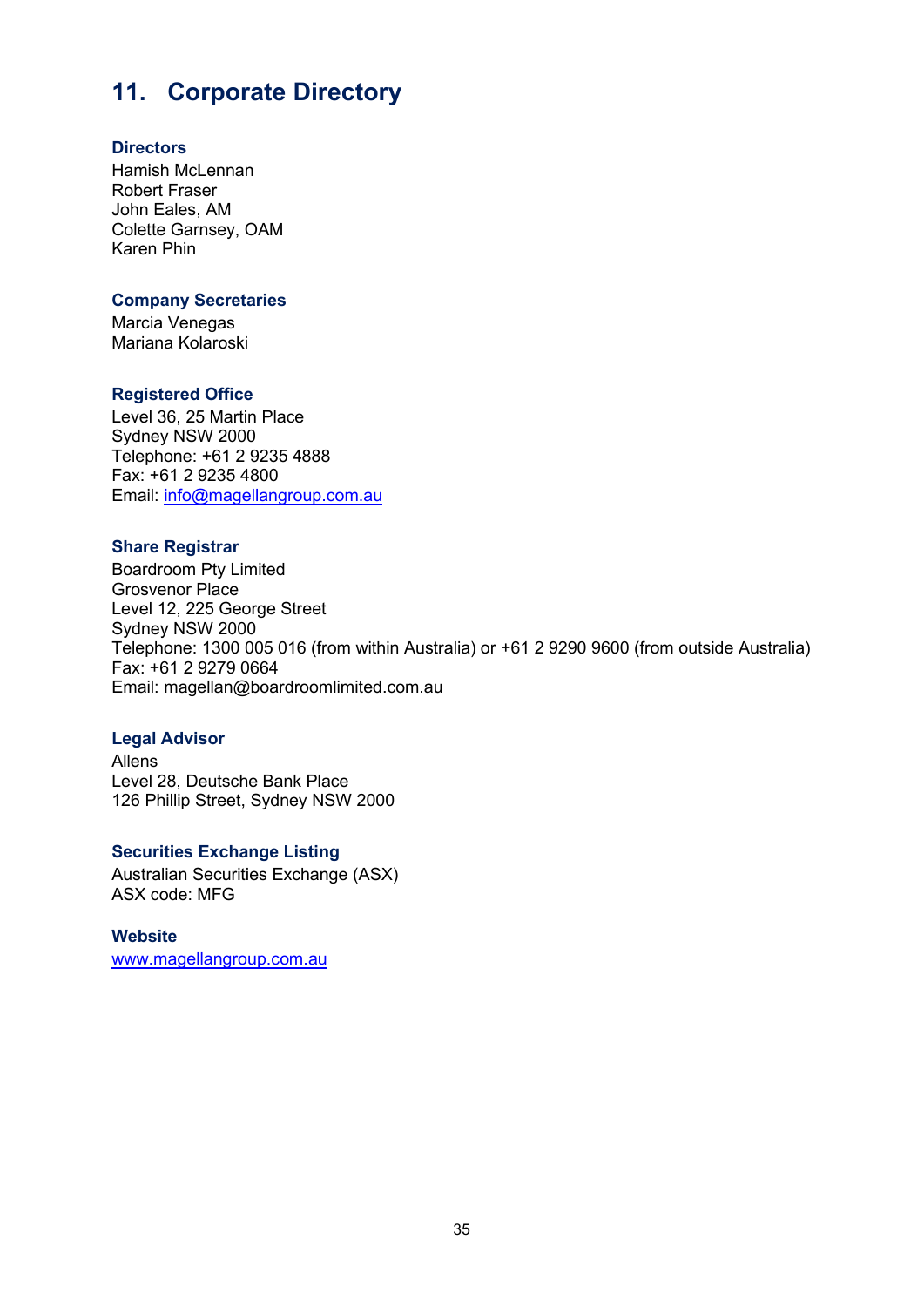# 11. Corporate Directory

### Directors

Hamish McLennan
Robert Fraser
John Eales, AM
Colette Garnsey, OAM
Karen Phin

### Company Secretaries

Marcia Venegas
Mariana Kolaroski

### Registered Office

Level 36, 25 Martin Place
Sydney NSW 2000
Telephone: +61 2 9235 4888
Fax: +61 2 9235 4800
Email: info@magellangroup.com.au

### Share Registrar

Boardroom Pty Limited
Grosvenor Place
Level 12, 225 George Street
Sydney NSW 2000
Telephone: 1300 005 016 (from within Australia) or +61 2 9290 9600 (from outside Australia)
Fax: +61 2 9279 0664
Email: magellan@boardroomlimited.com.au

### Legal Advisor

Allens
Level 28, Deutsche Bank Place
126 Phillip Street, Sydney NSW 2000

### Securities Exchange Listing

Australian Securities Exchange (ASX)
ASX code: MFG

### Website

www.magellangroup.com.au